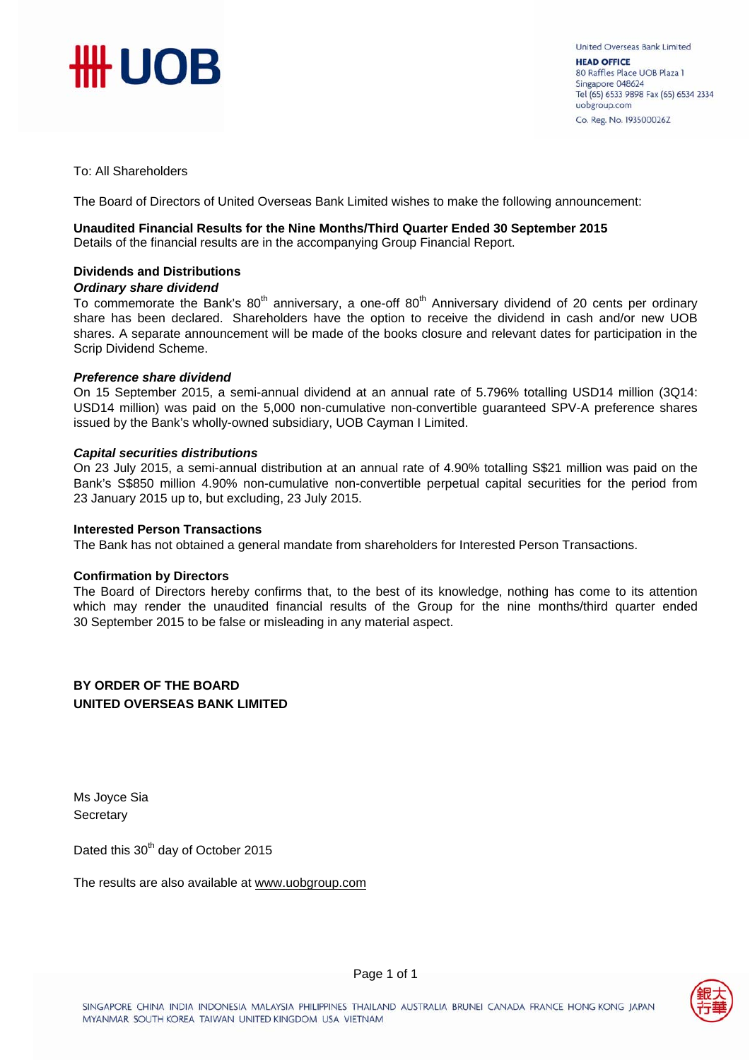United Overseas Bank Limited
**HEAD OFFICE**
80 Raffles Place UOB Plaza 1
Singapore 048624
Tel (65) 6533 9898 Fax (65) 6534 2334
uobgroup.com
Co. Reg. No. 193500026Z

To: All Shareholders

The Board of Directors of United Overseas Bank Limited wishes to make the following announcement:

**Unaudited Financial Results for the Nine Months/Third Quarter Ended 30 September 2015**
Details of the financial results are in the accompanying Group Financial Report.

**Dividends and Distributions**

***Ordinary share dividend***
To commemorate the Bank's 80th anniversary, a one-off 80th Anniversary dividend of 20 cents per ordinary share has been declared. Shareholders have the option to receive the dividend in cash and/or new UOB shares. A separate announcement will be made of the books closure and relevant dates for participation in the Scrip Dividend Scheme.

***Preference share dividend***
On 15 September 2015, a semi-annual dividend at an annual rate of 5.796% totalling USD14 million (3Q14: USD14 million) was paid on the 5,000 non-cumulative non-convertible guaranteed SPV-A preference shares issued by the Bank's wholly-owned subsidiary, UOB Cayman I Limited.

***Capital securities distributions***
On 23 July 2015, a semi-annual distribution at an annual rate of 4.90% totalling S$21 million was paid on the Bank's S$850 million 4.90% non-cumulative non-convertible perpetual capital securities for the period from 23 January 2015 up to, but excluding, 23 July 2015.

**Interested Person Transactions**
The Bank has not obtained a general mandate from shareholders for Interested Person Transactions.

**Confirmation by Directors**
The Board of Directors hereby confirms that, to the best of its knowledge, nothing has come to its attention which may render the unaudited financial results of the Group for the nine months/third quarter ended 30 September 2015 to be false or misleading in any material aspect.

**BY ORDER OF THE BOARD**
**UNITED OVERSEAS BANK LIMITED**

Ms Joyce Sia
Secretary

Dated this 30th day of October 2015

The results are also available at www.uobgroup.com

SINGAPORE CHINA INDIA INDONESIA MALAYSIA PHILIPPINES THAILAND AUSTRALIA BRUNEI CANADA FRANCE HONG KONG JAPAN MYANMAR SOUTH KOREA TAIWAN UNITED KINGDOM USA VIETNAM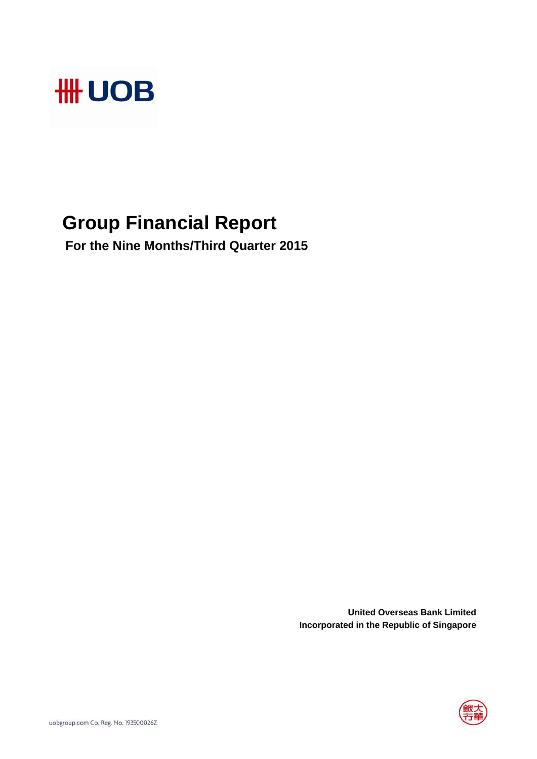# UOB

# Group Financial Report

**For the Nine Months/Third Quarter 2015**

**United Overseas Bank Limited**
**Incorporated in the Republic of Singapore**

uobgroup.com Co. Reg. No. 193500026Z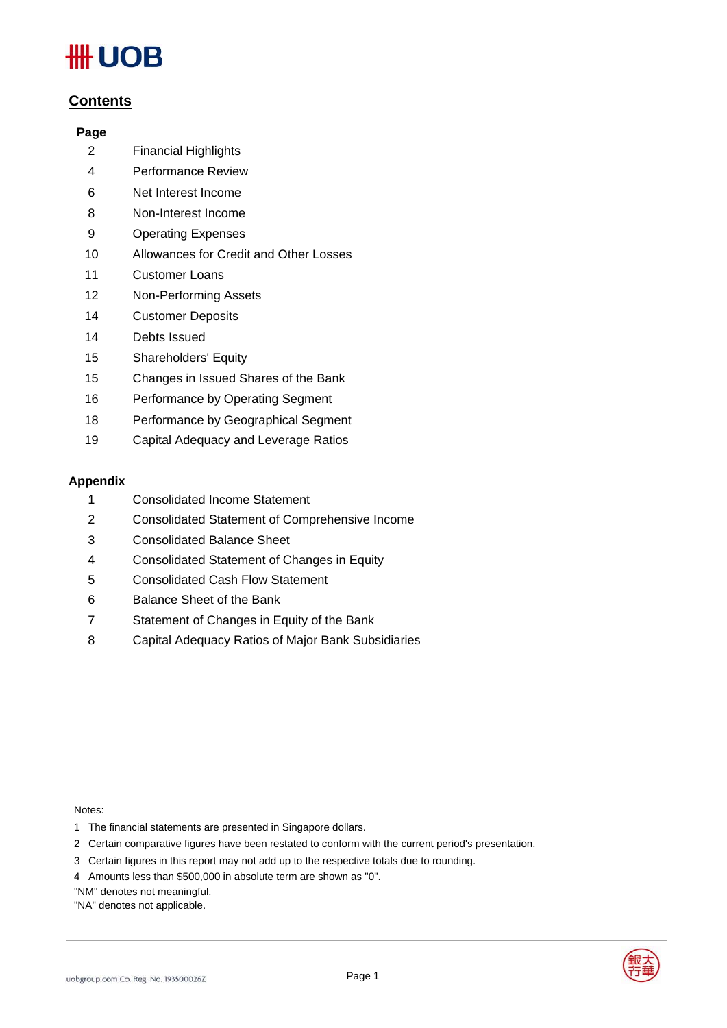## Contents

| Page | |
|---|---|
| 2 | Financial Highlights |
| 4 | Performance Review |
| 6 | Net Interest Income |
| 8 | Non-Interest Income |
| 9 | Operating Expenses |
| 10 | Allowances for Credit and Other Losses |
| 11 | Customer Loans |
| 12 | Non-Performing Assets |
| 14 | Customer Deposits |
| 14 | Debts Issued |
| 15 | Shareholders' Equity |
| 15 | Changes in Issued Shares of the Bank |
| 16 | Performance by Operating Segment |
| 18 | Performance by Geographical Segment |
| 19 | Capital Adequacy and Leverage Ratios |

**Appendix**

| | |
|---|---|
| 1 | Consolidated Income Statement |
| 2 | Consolidated Statement of Comprehensive Income |
| 3 | Consolidated Balance Sheet |
| 4 | Consolidated Statement of Changes in Equity |
| 5 | Consolidated Cash Flow Statement |
| 6 | Balance Sheet of the Bank |
| 7 | Statement of Changes in Equity of the Bank |
| 8 | Capital Adequacy Ratios of Major Bank Subsidiaries |

Notes:

1 The financial statements are presented in Singapore dollars.

2 Certain comparative figures have been restated to conform with the current period's presentation.

3 Certain figures in this report may not add up to the respective totals due to rounding.

4 Amounts less than $500,000 in absolute term are shown as "0".

"NM" denotes not meaningful.

"NA" denotes not applicable.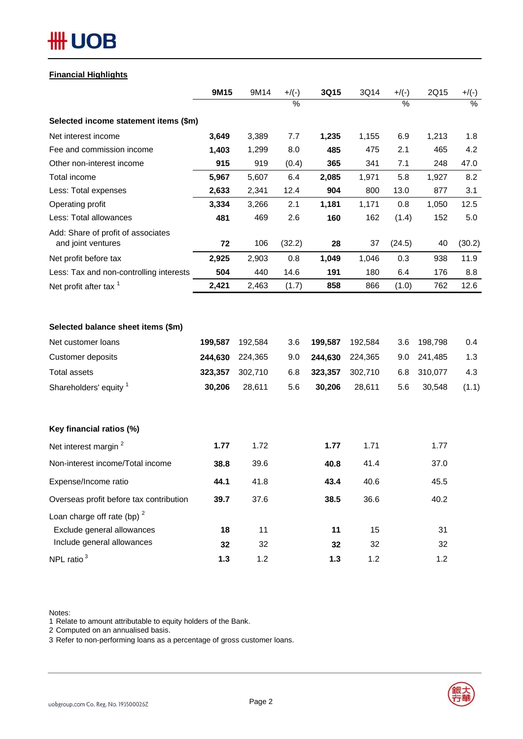## Financial Highlights

| | 9M15 | 9M14 | +/(-) % | 3Q15 | 3Q14 | +/(-) % | 2Q15 | +/(-) % |
|---|---|---|---|---|---|---|---|---|
| **Selected income statement items ($m)** | | | | | | | | |
| Net interest income | **3,649** | 3,389 | 7.7 | **1,235** | 1,155 | 6.9 | 1,213 | 1.8 |
| Fee and commission income | **1,403** | 1,299 | 8.0 | **485** | 475 | 2.1 | 465 | 4.2 |
| Other non-interest income | **915** | 919 | (0.4) | **365** | 341 | 7.1 | 248 | 47.0 |
| Total income | **5,967** | 5,607 | 6.4 | **2,085** | 1,971 | 5.8 | 1,927 | 8.2 |
| Less: Total expenses | **2,633** | 2,341 | 12.4 | **904** | 800 | 13.0 | 877 | 3.1 |
| Operating profit | **3,334** | 3,266 | 2.1 | **1,181** | 1,171 | 0.8 | 1,050 | 12.5 |
| Less: Total allowances | **481** | 469 | 2.6 | **160** | 162 | (1.4) | 152 | 5.0 |
| Add: Share of profit of associates and joint ventures | **72** | 106 | (32.2) | **28** | 37 | (24.5) | 40 | (30.2) |
| Net profit before tax | **2,925** | 2,903 | 0.8 | **1,049** | 1,046 | 0.3 | 938 | 11.9 |
| Less: Tax and non-controlling interests | **504** | 440 | 14.6 | **191** | 180 | 6.4 | 176 | 8.8 |
| Net profit after tax [1] | **2,421** | 2,463 | (1.7) | **858** | 866 | (1.0) | 762 | 12.6 |
| | | | | | | | | |
| **Selected balance sheet items ($m)** | | | | | | | | |
| Net customer loans | **199,587** | 192,584 | 3.6 | **199,587** | 192,584 | 3.6 | 198,798 | 0.4 |
| Customer deposits | **244,630** | 224,365 | 9.0 | **244,630** | 224,365 | 9.0 | 241,485 | 1.3 |
| Total assets | **323,357** | 302,710 | 6.8 | **323,357** | 302,710 | 6.8 | 310,077 | 4.3 |
| Shareholders' equity [1] | **30,206** | 28,611 | 5.6 | **30,206** | 28,611 | 5.6 | 30,548 | (1.1) |
| | | | | | | | | |
| **Key financial ratios (%)** | | | | | | | | |
| Net interest margin [2] | **1.77** | 1.72 | | **1.77** | 1.71 | | 1.77 | |
| Non-interest income/Total income | **38.8** | 39.6 | | **40.8** | 41.4 | | 37.0 | |
| Expense/Income ratio | **44.1** | 41.8 | | **43.4** | 40.6 | | 45.5 | |
| Overseas profit before tax contribution | **39.7** | 37.6 | | **38.5** | 36.6 | | 40.2 | |
| Loan charge off rate (bp) [2] | | | | | | | | |
| Exclude general allowances | **18** | 11 | | **11** | 15 | | 31 | |
| Include general allowances | **32** | 32 | | **32** | 32 | | 32 | |
| NPL ratio [3] | **1.3** | 1.2 | | **1.3** | 1.2 | | 1.2 | |

Notes:
1 Relate to amount attributable to equity holders of the Bank.
2 Computed on an annualised basis.
3 Refer to non-performing loans as a percentage of gross customer loans.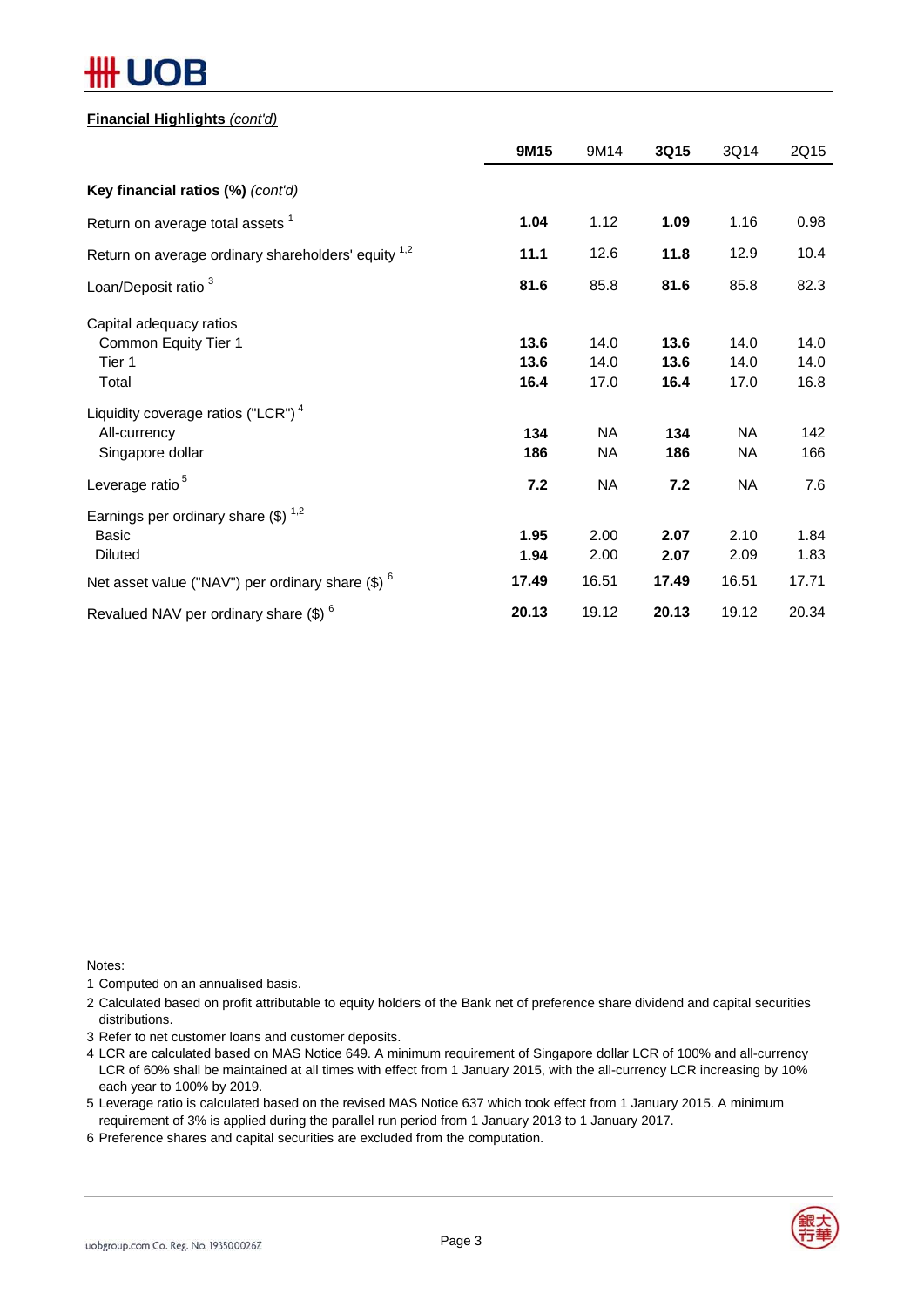**Financial Highlights** *(cont'd)*

| | **9M15** | 9M14 | **3Q15** | 3Q14 | 2Q15 |
|---|---|---|---|---|---|
| **Key financial ratios (%)** *(cont'd)* | | | | | |
| Return on average total assets [1] | **1.04** | 1.12 | **1.09** | 1.16 | 0.98 |
| Return on average ordinary shareholders' equity [1,2] | **11.1** | 12.6 | **11.8** | 12.9 | 10.4 |
| Loan/Deposit ratio [3] | **81.6** | 85.8 | **81.6** | 85.8 | 82.3 |
| Capital adequacy ratios | | | | | |
| Common Equity Tier 1 | **13.6** | 14.0 | **13.6** | 14.0 | 14.0 |
| Tier 1 | **13.6** | 14.0 | **13.6** | 14.0 | 14.0 |
| Total | **16.4** | 17.0 | **16.4** | 17.0 | 16.8 |
| Liquidity coverage ratios ("LCR") [4] | | | | | |
| All-currency | **134** | NA | **134** | NA | 142 |
| Singapore dollar | **186** | NA | **186** | NA | 166 |
| Leverage ratio [5] | **7.2** | NA | **7.2** | NA | 7.6 |
| Earnings per ordinary share ($) [1,2] | | | | | |
| Basic | **1.95** | 2.00 | **2.07** | 2.10 | 1.84 |
| Diluted | **1.94** | 2.00 | **2.07** | 2.09 | 1.83 |
| Net asset value ("NAV") per ordinary share ($) [6] | **17.49** | 16.51 | **17.49** | 16.51 | 17.71 |
| Revalued NAV per ordinary share ($) [6] | **20.13** | 19.12 | **20.13** | 19.12 | 20.34 |

Notes:

1 Computed on an annualised basis.

2 Calculated based on profit attributable to equity holders of the Bank net of preference share dividend and capital securities distributions.

3 Refer to net customer loans and customer deposits.

4 LCR are calculated based on MAS Notice 649. A minimum requirement of Singapore dollar LCR of 100% and all-currency LCR of 60% shall be maintained at all times with effect from 1 January 2015, with the all-currency LCR increasing by 10% each year to 100% by 2019.

5 Leverage ratio is calculated based on the revised MAS Notice 637 which took effect from 1 January 2015. A minimum requirement of 3% is applied during the parallel run period from 1 January 2013 to 1 January 2017.

6 Preference shares and capital securities are excluded from the computation.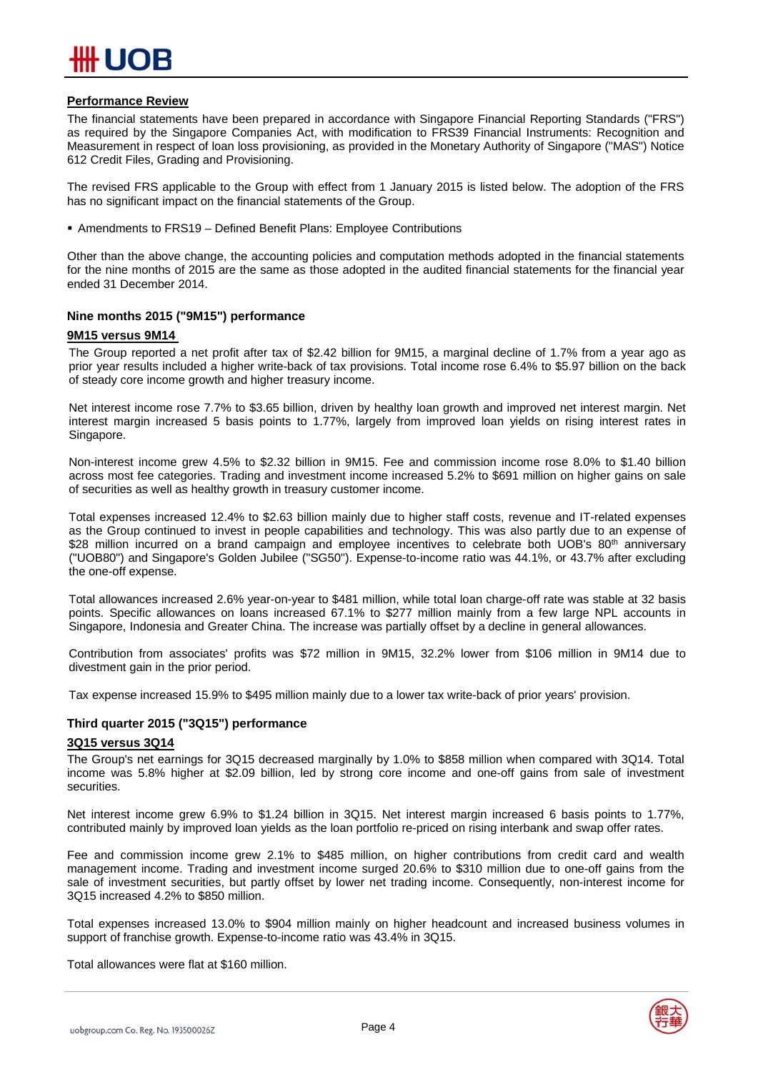## Performance Review

The financial statements have been prepared in accordance with Singapore Financial Reporting Standards ("FRS") as required by the Singapore Companies Act, with modification to FRS39 Financial Instruments: Recognition and Measurement in respect of loan loss provisioning, as provided in the Monetary Authority of Singapore ("MAS") Notice 612 Credit Files, Grading and Provisioning.

The revised FRS applicable to the Group with effect from 1 January 2015 is listed below. The adoption of the FRS has no significant impact on the financial statements of the Group.

- Amendments to FRS19 – Defined Benefit Plans: Employee Contributions

Other than the above change, the accounting policies and computation methods adopted in the financial statements for the nine months of 2015 are the same as those adopted in the audited financial statements for the financial year ended 31 December 2014.

### Nine months 2015 ("9M15") performance

**9M15 versus 9M14**

The Group reported a net profit after tax of $2.42 billion for 9M15, a marginal decline of 1.7% from a year ago as prior year results included a higher write-back of tax provisions. Total income rose 6.4% to $5.97 billion on the back of steady core income growth and higher treasury income.

Net interest income rose 7.7% to $3.65 billion, driven by healthy loan growth and improved net interest margin. Net interest margin increased 5 basis points to 1.77%, largely from improved loan yields on rising interest rates in Singapore.

Non-interest income grew 4.5% to $2.32 billion in 9M15. Fee and commission income rose 8.0% to $1.40 billion across most fee categories. Trading and investment income increased 5.2% to $691 million on higher gains on sale of securities as well as healthy growth in treasury customer income.

Total expenses increased 12.4% to $2.63 billion mainly due to higher staff costs, revenue and IT-related expenses as the Group continued to invest in people capabilities and technology. This was also partly due to an expense of $28 million incurred on a brand campaign and employee incentives to celebrate both UOB's 80th anniversary ("UOB80") and Singapore's Golden Jubilee ("SG50"). Expense-to-income ratio was 44.1%, or 43.7% after excluding the one-off expense.

Total allowances increased 2.6% year-on-year to $481 million, while total loan charge-off rate was stable at 32 basis points. Specific allowances on loans increased 67.1% to $277 million mainly from a few large NPL accounts in Singapore, Indonesia and Greater China. The increase was partially offset by a decline in general allowances.

Contribution from associates' profits was $72 million in 9M15, 32.2% lower from $106 million in 9M14 due to divestment gain in the prior period.

Tax expense increased 15.9% to $495 million mainly due to a lower tax write-back of prior years' provision.

### Third quarter 2015 ("3Q15") performance

**3Q15 versus 3Q14**

The Group's net earnings for 3Q15 decreased marginally by 1.0% to $858 million when compared with 3Q14. Total income was 5.8% higher at $2.09 billion, led by strong core income and one-off gains from sale of investment securities.

Net interest income grew 6.9% to $1.24 billion in 3Q15. Net interest margin increased 6 basis points to 1.77%, contributed mainly by improved loan yields as the loan portfolio re-priced on rising interbank and swap offer rates.

Fee and commission income grew 2.1% to $485 million, on higher contributions from credit card and wealth management income. Trading and investment income surged 20.6% to $310 million due to one-off gains from the sale of investment securities, but partly offset by lower net trading income. Consequently, non-interest income for 3Q15 increased 4.2% to $850 million.

Total expenses increased 13.0% to $904 million mainly on higher headcount and increased business volumes in support of franchise growth. Expense-to-income ratio was 43.4% in 3Q15.

Total allowances were flat at $160 million.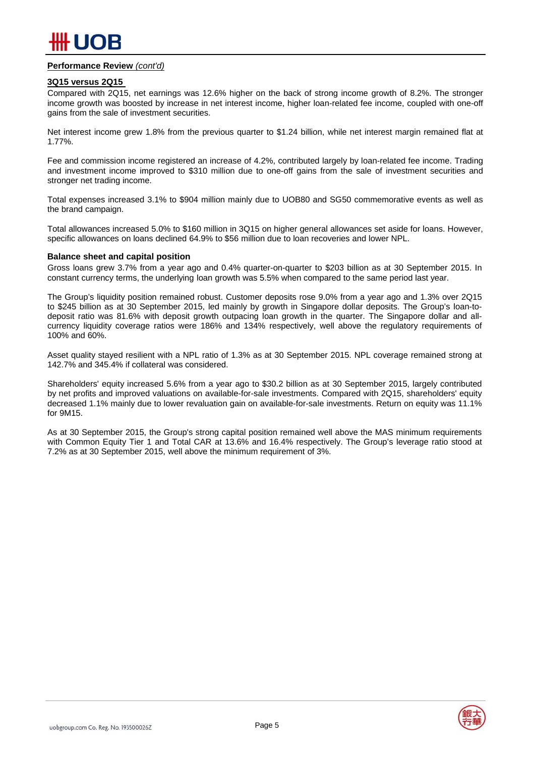**Performance Review** *(cont'd)*

**3Q15 versus 2Q15**

Compared with 2Q15, net earnings was 12.6% higher on the back of strong income growth of 8.2%. The stronger income growth was boosted by increase in net interest income, higher loan-related fee income, coupled with one-off gains from the sale of investment securities.

Net interest income grew 1.8% from the previous quarter to $1.24 billion, while net interest margin remained flat at 1.77%.

Fee and commission income registered an increase of 4.2%, contributed largely by loan-related fee income. Trading and investment income improved to $310 million due to one-off gains from the sale of investment securities and stronger net trading income.

Total expenses increased 3.1% to $904 million mainly due to UOB80 and SG50 commemorative events as well as the brand campaign.

Total allowances increased 5.0% to $160 million in 3Q15 on higher general allowances set aside for loans. However, specific allowances on loans declined 64.9% to $56 million due to loan recoveries and lower NPL.

**Balance sheet and capital position**

Gross loans grew 3.7% from a year ago and 0.4% quarter-on-quarter to $203 billion as at 30 September 2015. In constant currency terms, the underlying loan growth was 5.5% when compared to the same period last year.

The Group's liquidity position remained robust. Customer deposits rose 9.0% from a year ago and 1.3% over 2Q15 to $245 billion as at 30 September 2015, led mainly by growth in Singapore dollar deposits. The Group's loan-to-deposit ratio was 81.6% with deposit growth outpacing loan growth in the quarter. The Singapore dollar and all-currency liquidity coverage ratios were 186% and 134% respectively, well above the regulatory requirements of 100% and 60%.

Asset quality stayed resilient with a NPL ratio of 1.3% as at 30 September 2015. NPL coverage remained strong at 142.7% and 345.4% if collateral was considered.

Shareholders' equity increased 5.6% from a year ago to $30.2 billion as at 30 September 2015, largely contributed by net profits and improved valuations on available-for-sale investments. Compared with 2Q15, shareholders' equity decreased 1.1% mainly due to lower revaluation gain on available-for-sale investments. Return on equity was 11.1% for 9M15.

As at 30 September 2015, the Group's strong capital position remained well above the MAS minimum requirements with Common Equity Tier 1 and Total CAR at 13.6% and 16.4% respectively. The Group's leverage ratio stood at 7.2% as at 30 September 2015, well above the minimum requirement of 3%.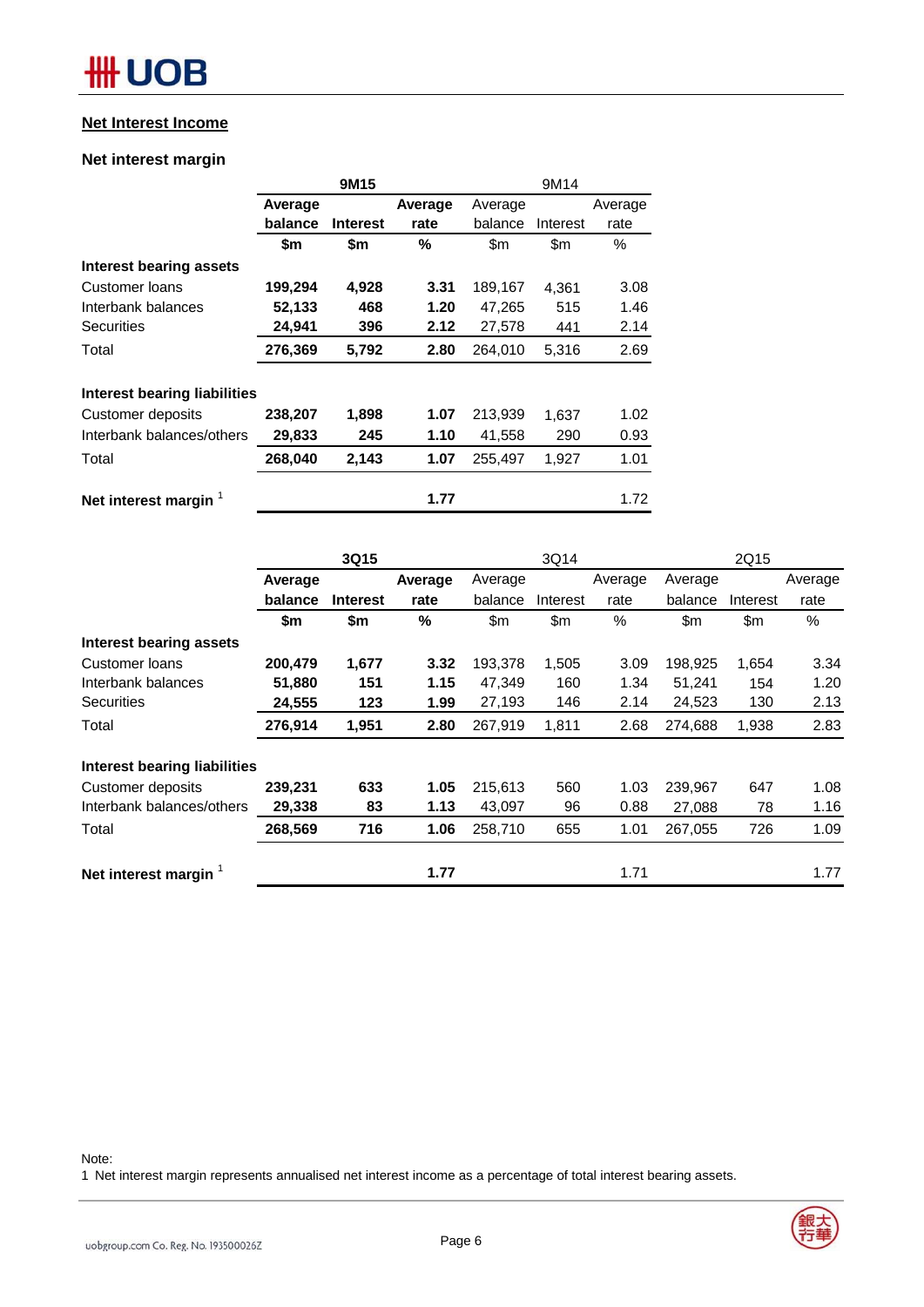## Net Interest Income

### Net interest margin

| | 9M15 | | | 9M14 | | |
|---|---|---|---|---|---|---|
| | **Average balance** | **Interest** | **Average rate** | Average balance | Interest | Average rate |
| | **$m** | **$m** | **%** | $m | $m | % |
| **Interest bearing assets** | | | | | | |
| Customer loans | **199,294** | **4,928** | **3.31** | 189,167 | 4,361 | 3.08 |
| Interbank balances | **52,133** | **468** | **1.20** | 47,265 | 515 | 1.46 |
| Securities | **24,941** | **396** | **2.12** | 27,578 | 441 | 2.14 |
| Total | **276,369** | **5,792** | **2.80** | 264,010 | 5,316 | 2.69 |
| | | | | | | |
| **Interest bearing liabilities** | | | | | | |
| Customer deposits | **238,207** | **1,898** | **1.07** | 213,939 | 1,637 | 1.02 |
| Interbank balances/others | **29,833** | **245** | **1.10** | 41,558 | 290 | 0.93 |
| Total | **268,040** | **2,143** | **1.07** | 255,497 | 1,927 | 1.01 |
| | | | | | | |
| **Net interest margin** [1] | | | **1.77** | | | 1.72 |

| | 3Q15 | | | 3Q14 | | | 2Q15 | | |
|---|---|---|---|---|---|---|---|---|---|
| | **Average balance** | **Interest** | **Average rate** | Average balance | Interest | Average rate | Average balance | Interest | Average rate |
| | **$m** | **$m** | **%** | $m | $m | % | $m | $m | % |
| **Interest bearing assets** | | | | | | | | | |
| Customer loans | **200,479** | **1,677** | **3.32** | 193,378 | 1,505 | 3.09 | 198,925 | 1,654 | 3.34 |
| Interbank balances | **51,880** | **151** | **1.15** | 47,349 | 160 | 1.34 | 51,241 | 154 | 1.20 |
| Securities | **24,555** | **123** | **1.99** | 27,193 | 146 | 2.14 | 24,523 | 130 | 2.13 |
| Total | **276,914** | **1,951** | **2.80** | 267,919 | 1,811 | 2.68 | 274,688 | 1,938 | 2.83 |
| | | | | | | | | | |
| **Interest bearing liabilities** | | | | | | | | | |
| Customer deposits | **239,231** | **633** | **1.05** | 215,613 | 560 | 1.03 | 239,967 | 647 | 1.08 |
| Interbank balances/others | **29,338** | **83** | **1.13** | 43,097 | 96 | 0.88 | 27,088 | 78 | 1.16 |
| Total | **268,569** | **716** | **1.06** | 258,710 | 655 | 1.01 | 267,055 | 726 | 1.09 |
| | | | | | | | | | |
| **Net interest margin** [1] | | | **1.77** | | | 1.71 | | | 1.77 |

Note:
1 Net interest margin represents annualised net interest income as a percentage of total interest bearing assets.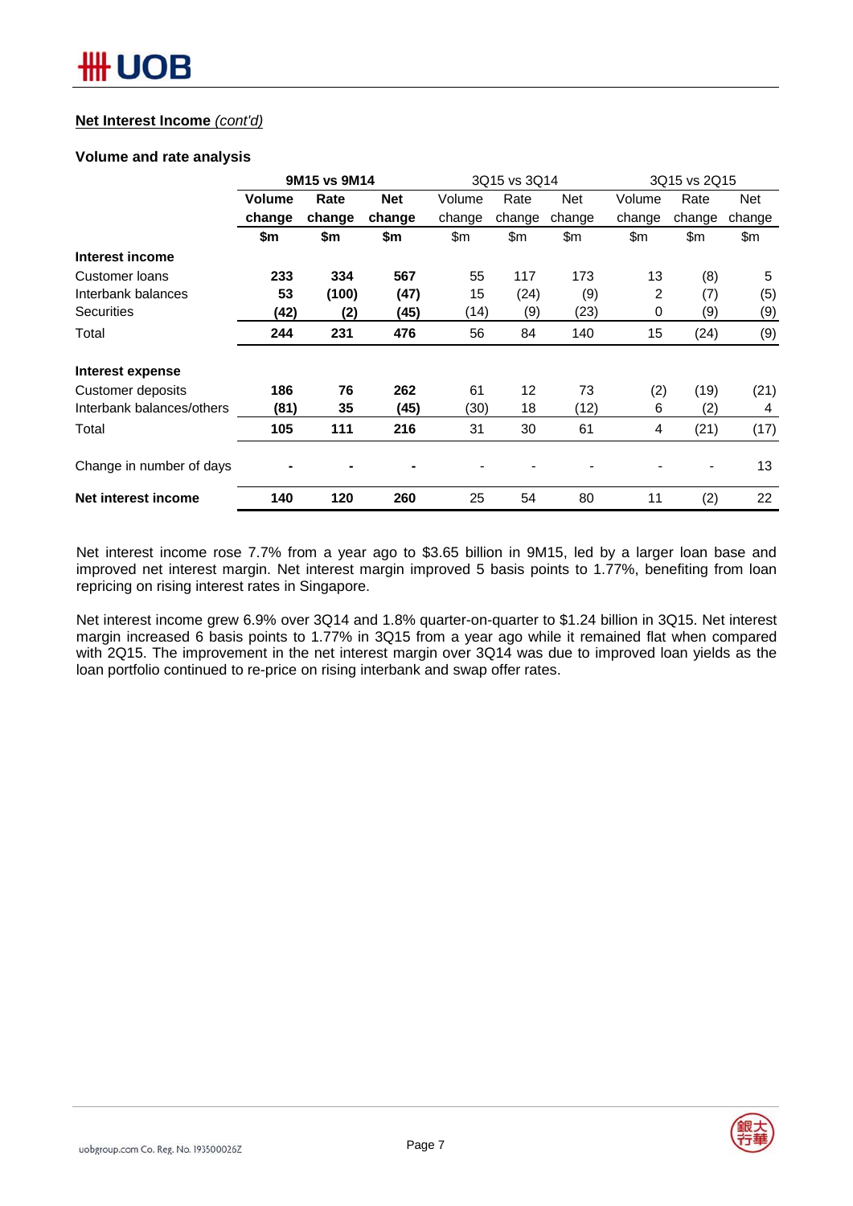**Net Interest Income** *(cont'd)*

**Volume and rate analysis**

| | **9M15 vs 9M14** | | | 3Q15 vs 3Q14 | | | 3Q15 vs 2Q15 | | |
|---|---|---|---|---|---|---|---|---|---|
| | **Volume change** | **Rate change** | **Net change** | Volume change | Rate change | Net change | Volume change | Rate change | Net change |
| | **$m** | **$m** | **$m** | $m | $m | $m | $m | $m | $m |
| **Interest income** | | | | | | | | | |
| Customer loans | **233** | **334** | **567** | 55 | 117 | 173 | 13 | (8) | 5 |
| Interbank balances | **53** | **(100)** | **(47)** | 15 | (24) | (9) | 2 | (7) | (5) |
| Securities | **(42)** | **(2)** | **(45)** | (14) | (9) | (23) | 0 | (9) | (9) |
| Total | **244** | **231** | **476** | 56 | 84 | 140 | 15 | (24) | (9) |
| **Interest expense** | | | | | | | | | |
| Customer deposits | **186** | **76** | **262** | 61 | 12 | 73 | (2) | (19) | (21) |
| Interbank balances/others | **(81)** | **35** | **(45)** | (30) | 18 | (12) | 6 | (2) | 4 |
| Total | **105** | **111** | **216** | 31 | 30 | 61 | 4 | (21) | (17) |
| Change in number of days | **-** | **-** | **-** | - | - | - | - | - | 13 |
| **Net interest income** | **140** | **120** | **260** | 25 | 54 | 80 | 11 | (2) | 22 |

Net interest income rose 7.7% from a year ago to $3.65 billion in 9M15, led by a larger loan base and improved net interest margin. Net interest margin improved 5 basis points to 1.77%, benefiting from loan repricing on rising interest rates in Singapore.

Net interest income grew 6.9% over 3Q14 and 1.8% quarter-on-quarter to $1.24 billion in 3Q15. Net interest margin increased 6 basis points to 1.77% in 3Q15 from a year ago while it remained flat when compared with 2Q15. The improvement in the net interest margin over 3Q14 was due to improved loan yields as the loan portfolio continued to re-price on rising interbank and swap offer rates.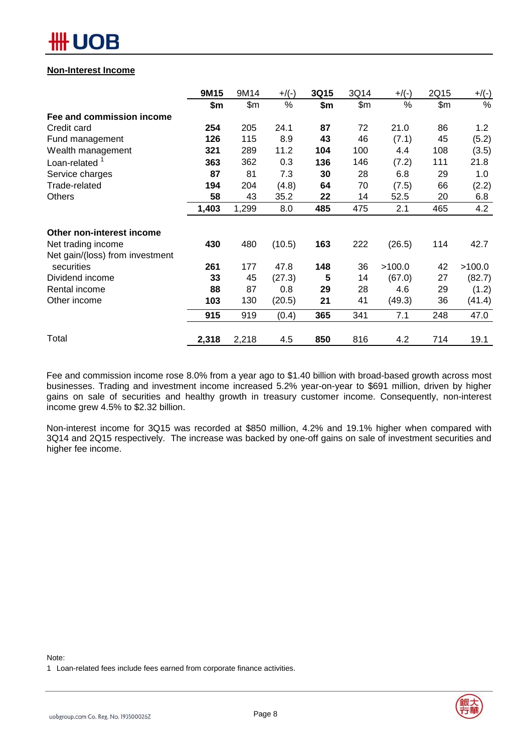## Non-Interest Income

| | 9M15 | 9M14 | +/(-) | 3Q15 | 3Q14 | +/(-) | 2Q15 | +/(-) |
|---|---|---|---|---|---|---|---|---|
| | **$m** | $m | % | **$m** | $m | % | $m | % |
| **Fee and commission income** | | | | | | | | |
| Credit card | **254** | 205 | 24.1 | **87** | 72 | 21.0 | 86 | 1.2 |
| Fund management | **126** | 115 | 8.9 | **43** | 46 | (7.1) | 45 | (5.2) |
| Wealth management | **321** | 289 | 11.2 | **104** | 100 | 4.4 | 108 | (3.5) |
| Loan-related [1] | **363** | 362 | 0.3 | **136** | 146 | (7.2) | 111 | 21.8 |
| Service charges | **87** | 81 | 7.3 | **30** | 28 | 6.8 | 29 | 1.0 |
| Trade-related | **194** | 204 | (4.8) | **64** | 70 | (7.5) | 66 | (2.2) |
| Others | **58** | 43 | 35.2 | **22** | 14 | 52.5 | 20 | 6.8 |
| | **1,403** | 1,299 | 8.0 | **485** | 475 | 2.1 | 465 | 4.2 |
| **Other non-interest income** | | | | | | | | |
| Net trading income | **430** | 480 | (10.5) | **163** | 222 | (26.5) | 114 | 42.7 |
| Net gain/(loss) from investment securities | **261** | 177 | 47.8 | **148** | 36 | >100.0 | 42 | >100.0 |
| Dividend income | **33** | 45 | (27.3) | **5** | 14 | (67.0) | 27 | (82.7) |
| Rental income | **88** | 87 | 0.8 | **29** | 28 | 4.6 | 29 | (1.2) |
| Other income | **103** | 130 | (20.5) | **21** | 41 | (49.3) | 36 | (41.4) |
| | **915** | 919 | (0.4) | **365** | 341 | 7.1 | 248 | 47.0 |
| Total | **2,318** | 2,218 | 4.5 | **850** | 816 | 4.2 | 714 | 19.1 |

Fee and commission income rose 8.0% from a year ago to $1.40 billion with broad-based growth across most businesses. Trading and investment income increased 5.2% year-on-year to $691 million, driven by higher gains on sale of securities and healthy growth in treasury customer income. Consequently, non-interest income grew 4.5% to $2.32 billion.

Non-interest income for 3Q15 was recorded at $850 million, 4.2% and 19.1% higher when compared with 3Q14 and 2Q15 respectively. The increase was backed by one-off gains on sale of investment securities and higher fee income.

Note:

1 Loan-related fees include fees earned from corporate finance activities.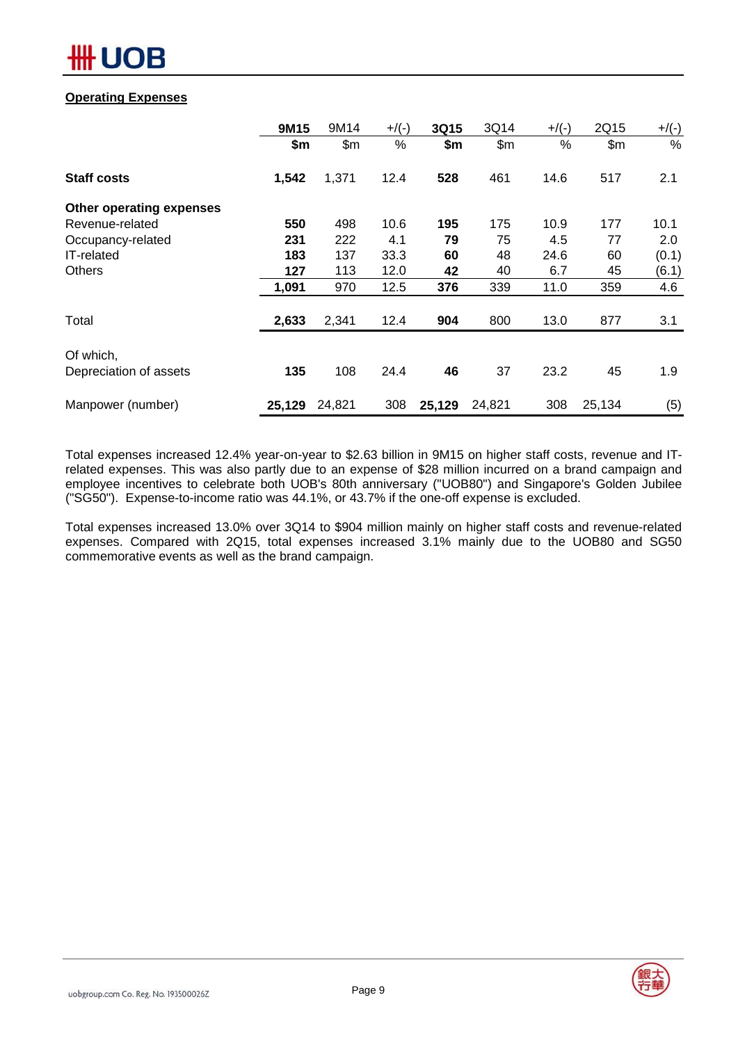## Operating Expenses

| | 9M15 | 9M14 | +/(-) | 3Q15 | 3Q14 | +/(-) | 2Q15 | +/(-) |
|---|---|---|---|---|---|---|---|---|
| | $m | $m | % | $m | $m | % | $m | % |
| **Staff costs** | **1,542** | 1,371 | 12.4 | **528** | 461 | 14.6 | 517 | 2.1 |
| **Other operating expenses** | | | | | | | | |
| Revenue-related | **550** | 498 | 10.6 | **195** | 175 | 10.9 | 177 | 10.1 |
| Occupancy-related | **231** | 222 | 4.1 | **79** | 75 | 4.5 | 77 | 2.0 |
| IT-related | **183** | 137 | 33.3 | **60** | 48 | 24.6 | 60 | (0.1) |
| Others | **127** | 113 | 12.0 | **42** | 40 | 6.7 | 45 | (6.1) |
| | **1,091** | 970 | 12.5 | **376** | 339 | 11.0 | 359 | 4.6 |
| Total | **2,633** | 2,341 | 12.4 | **904** | 800 | 13.0 | 877 | 3.1 |
| Of which, Depreciation of assets | **135** | 108 | 24.4 | **46** | 37 | 23.2 | 45 | 1.9 |
| Manpower (number) | **25,129** | 24,821 | 308 | **25,129** | 24,821 | 308 | 25,134 | (5) |

Total expenses increased 12.4% year-on-year to $2.63 billion in 9M15 on higher staff costs, revenue and IT-related expenses. This was also partly due to an expense of $28 million incurred on a brand campaign and employee incentives to celebrate both UOB's 80th anniversary ("UOB80") and Singapore's Golden Jubilee ("SG50"). Expense-to-income ratio was 44.1%, or 43.7% if the one-off expense is excluded.

Total expenses increased 13.0% over 3Q14 to $904 million mainly on higher staff costs and revenue-related expenses. Compared with 2Q15, total expenses increased 3.1% mainly due to the UOB80 and SG50 commemorative events as well as the brand campaign.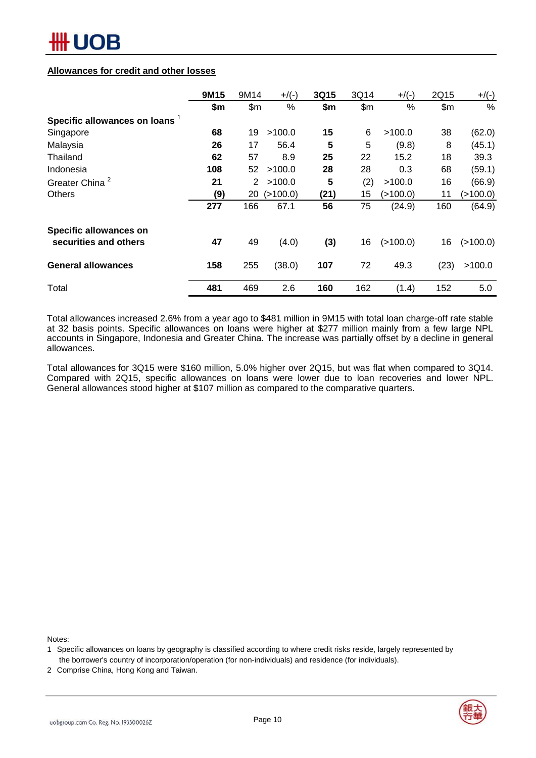**Allowances for credit and other losses**

| | 9M15 | 9M14 | +/(-) | 3Q15 | 3Q14 | +/(-) | 2Q15 | +/(-) |
|---|---|---|---|---|---|---|---|---|
| | **$m** | $m | % | **$m** | $m | % | $m | % |
| **Specific allowances on loans** [1] | | | | | | | | |
| Singapore | **68** | 19 | >100.0 | **15** | 6 | >100.0 | 38 | (62.0) |
| Malaysia | **26** | 17 | 56.4 | **5** | 5 | (9.8) | 8 | (45.1) |
| Thailand | **62** | 57 | 8.9 | **25** | 22 | 15.2 | 18 | 39.3 |
| Indonesia | **108** | 52 | >100.0 | **28** | 28 | 0.3 | 68 | (59.1) |
| Greater China [2] | **21** | 2 | >100.0 | **5** | (2) | >100.0 | 16 | (66.9) |
| Others | **(9)** | 20 | (>100.0) | **(21)** | 15 | (>100.0) | 11 | (>100.0) |
| | **277** | 166 | 67.1 | **56** | 75 | (24.9) | 160 | (64.9) |
| **Specific allowances on securities and others** | **47** | 49 | (4.0) | **(3)** | 16 | (>100.0) | 16 | (>100.0) |
| **General allowances** | **158** | 255 | (38.0) | **107** | 72 | 49.3 | (23) | >100.0 |
| Total | **481** | 469 | 2.6 | **160** | 162 | (1.4) | 152 | 5.0 |

Total allowances increased 2.6% from a year ago to $481 million in 9M15 with total loan charge-off rate stable at 32 basis points. Specific allowances on loans were higher at $277 million mainly from a few large NPL accounts in Singapore, Indonesia and Greater China. The increase was partially offset by a decline in general allowances.

Total allowances for 3Q15 were $160 million, 5.0% higher over 2Q15, but was flat when compared to 3Q14. Compared with 2Q15, specific allowances on loans were lower due to loan recoveries and lower NPL. General allowances stood higher at $107 million as compared to the comparative quarters.

Notes:

1 Specific allowances on loans by geography is classified according to where credit risks reside, largely represented by the borrower's country of incorporation/operation (for non-individuals) and residence (for individuals).

2 Comprise China, Hong Kong and Taiwan.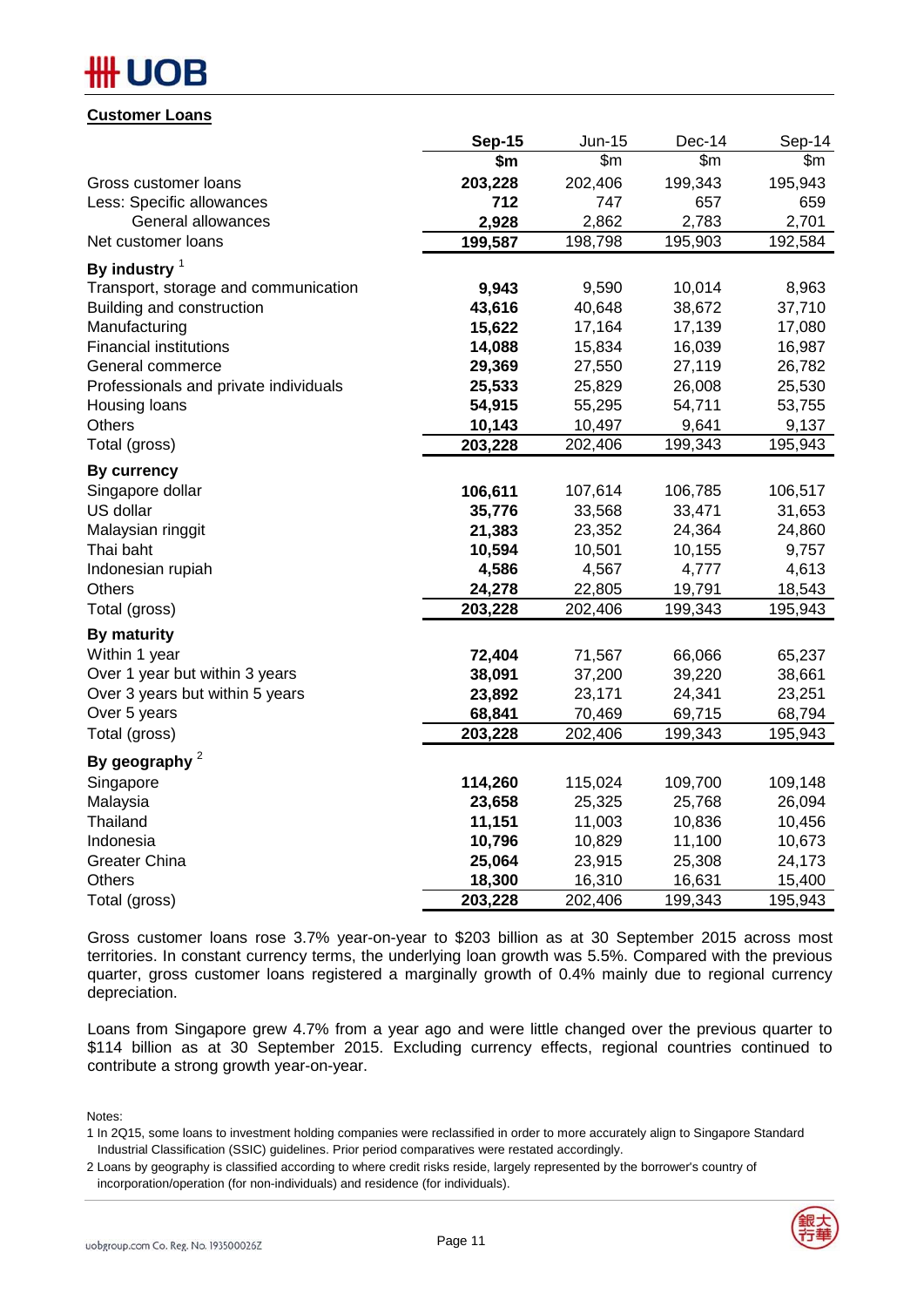## Customer Loans

| | Sep-15 | Jun-15 | Dec-14 | Sep-14 |
|---|---|---|---|---|
| | $m | $m | $m | $m |
| Gross customer loans | **203,228** | 202,406 | 199,343 | 195,943 |
| Less: Specific allowances | **712** | 747 | 657 | 659 |
| General allowances | **2,928** | 2,862 | 2,783 | 2,701 |
| Net customer loans | **199,587** | 198,798 | 195,903 | 192,584 |
| **By industry** [1] | | | | |
| Transport, storage and communication | **9,943** | 9,590 | 10,014 | 8,963 |
| Building and construction | **43,616** | 40,648 | 38,672 | 37,710 |
| Manufacturing | **15,622** | 17,164 | 17,139 | 17,080 |
| Financial institutions | **14,088** | 15,834 | 16,039 | 16,987 |
| General commerce | **29,369** | 27,550 | 27,119 | 26,782 |
| Professionals and private individuals | **25,533** | 25,829 | 26,008 | 25,530 |
| Housing loans | **54,915** | 55,295 | 54,711 | 53,755 |
| Others | **10,143** | 10,497 | 9,641 | 9,137 |
| Total (gross) | **203,228** | 202,406 | 199,343 | 195,943 |
| **By currency** | | | | |
| Singapore dollar | **106,611** | 107,614 | 106,785 | 106,517 |
| US dollar | **35,776** | 33,568 | 33,471 | 31,653 |
| Malaysian ringgit | **21,383** | 23,352 | 24,364 | 24,860 |
| Thai baht | **10,594** | 10,501 | 10,155 | 9,757 |
| Indonesian rupiah | **4,586** | 4,567 | 4,777 | 4,613 |
| Others | **24,278** | 22,805 | 19,791 | 18,543 |
| Total (gross) | **203,228** | 202,406 | 199,343 | 195,943 |
| **By maturity** | | | | |
| Within 1 year | **72,404** | 71,567 | 66,066 | 65,237 |
| Over 1 year but within 3 years | **38,091** | 37,200 | 39,220 | 38,661 |
| Over 3 years but within 5 years | **23,892** | 23,171 | 24,341 | 23,251 |
| Over 5 years | **68,841** | 70,469 | 69,715 | 68,794 |
| Total (gross) | **203,228** | 202,406 | 199,343 | 195,943 |
| **By geography** [2] | | | | |
| Singapore | **114,260** | 115,024 | 109,700 | 109,148 |
| Malaysia | **23,658** | 25,325 | 25,768 | 26,094 |
| Thailand | **11,151** | 11,003 | 10,836 | 10,456 |
| Indonesia | **10,796** | 10,829 | 11,100 | 10,673 |
| Greater China | **25,064** | 23,915 | 25,308 | 24,173 |
| Others | **18,300** | 16,310 | 16,631 | 15,400 |
| Total (gross) | **203,228** | 202,406 | 199,343 | 195,943 |

Gross customer loans rose 3.7% year-on-year to $203 billion as at 30 September 2015 across most territories. In constant currency terms, the underlying loan growth was 5.5%. Compared with the previous quarter, gross customer loans registered a marginally growth of 0.4% mainly due to regional currency depreciation.

Loans from Singapore grew 4.7% from a year ago and were little changed over the previous quarter to $114 billion as at 30 September 2015. Excluding currency effects, regional countries continued to contribute a strong growth year-on-year.

Notes:

1 In 2Q15, some loans to investment holding companies were reclassified in order to more accurately align to Singapore Standard Industrial Classification (SSIC) guidelines. Prior period comparatives were restated accordingly.

2 Loans by geography is classified according to where credit risks reside, largely represented by the borrower's country of incorporation/operation (for non-individuals) and residence (for individuals).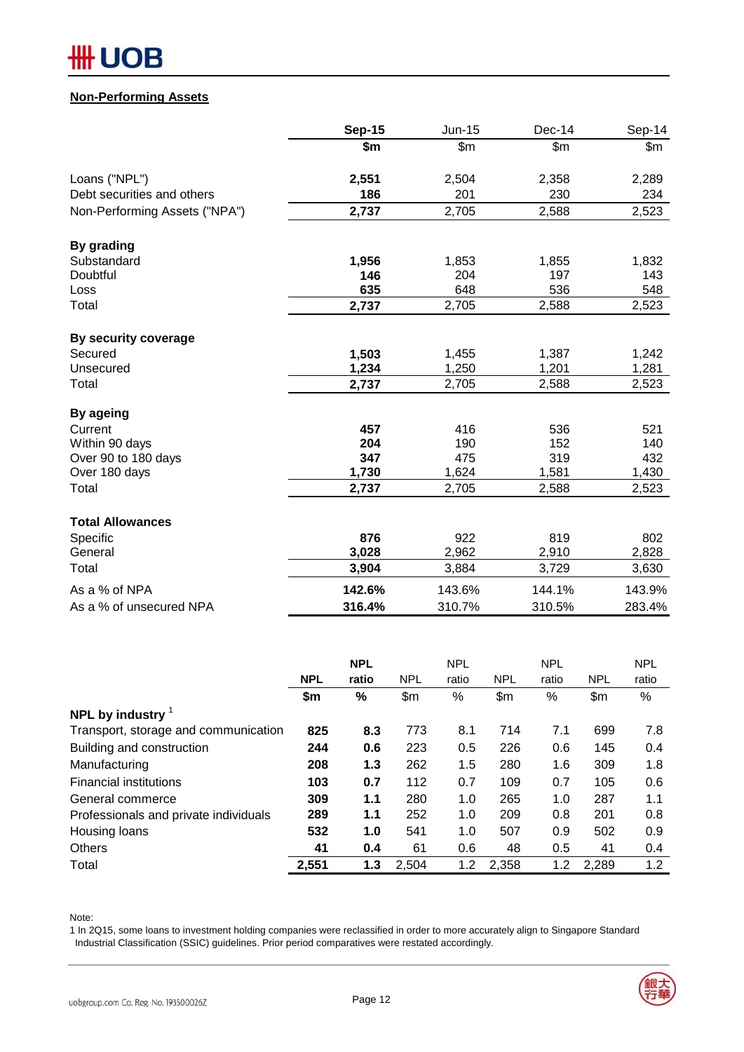## Non-Performing Assets

| | Sep-15 | Jun-15 | Dec-14 | Sep-14 |
|---|---|---|---|---|
| | **$m** | $m | $m | $m |
| Loans ("NPL") | **2,551** | 2,504 | 2,358 | 2,289 |
| Debt securities and others | **186** | 201 | 230 | 234 |
| Non-Performing Assets ("NPA") | **2,737** | 2,705 | 2,588 | 2,523 |
| **By grading** | | | | |
| Substandard | **1,956** | 1,853 | 1,855 | 1,832 |
| Doubtful | **146** | 204 | 197 | 143 |
| Loss | **635** | 648 | 536 | 548 |
| Total | **2,737** | 2,705 | 2,588 | 2,523 |
| **By security coverage** | | | | |
| Secured | **1,503** | 1,455 | 1,387 | 1,242 |
| Unsecured | **1,234** | 1,250 | 1,201 | 1,281 |
| Total | **2,737** | 2,705 | 2,588 | 2,523 |
| **By ageing** | | | | |
| Current | **457** | 416 | 536 | 521 |
| Within 90 days | **204** | 190 | 152 | 140 |
| Over 90 to 180 days | **347** | 475 | 319 | 432 |
| Over 180 days | **1,730** | 1,624 | 1,581 | 1,430 |
| Total | **2,737** | 2,705 | 2,588 | 2,523 |
| **Total Allowances** | | | | |
| Specific | **876** | 922 | 819 | 802 |
| General | **3,028** | 2,962 | 2,910 | 2,828 |
| Total | **3,904** | 3,884 | 3,729 | 3,630 |
| As a % of NPA | **142.6%** | 143.6% | 144.1% | 143.9% |
| As a % of unsecured NPA | **316.4%** | 310.7% | 310.5% | 283.4% |

| | NPL | NPL ratio | NPL | NPL ratio | NPL | NPL ratio | NPL | NPL ratio |
|---|---|---|---|---|---|---|---|---|
| | **$m** | **%** | $m | % | $m | % | $m | % |
| **NPL by industry** [1] | | | | | | | | |
| Transport, storage and communication | **825** | **8.3** | 773 | 8.1 | 714 | 7.1 | 699 | 7.8 |
| Building and construction | **244** | **0.6** | 223 | 0.5 | 226 | 0.6 | 145 | 0.4 |
| Manufacturing | **208** | **1.3** | 262 | 1.5 | 280 | 1.6 | 309 | 1.8 |
| Financial institutions | **103** | **0.7** | 112 | 0.7 | 109 | 0.7 | 105 | 0.6 |
| General commerce | **309** | **1.1** | 280 | 1.0 | 265 | 1.0 | 287 | 1.1 |
| Professionals and private individuals | **289** | **1.1** | 252 | 1.0 | 209 | 0.8 | 201 | 0.8 |
| Housing loans | **532** | **1.0** | 541 | 1.0 | 507 | 0.9 | 502 | 0.9 |
| Others | **41** | **0.4** | 61 | 0.6 | 48 | 0.5 | 41 | 0.4 |
| Total | **2,551** | **1.3** | 2,504 | 1.2 | 2,358 | 1.2 | 2,289 | 1.2 |

Note:
1 In 2Q15, some loans to investment holding companies were reclassified in order to more accurately align to Singapore Standard Industrial Classification (SSIC) guidelines. Prior period comparatives were restated accordingly.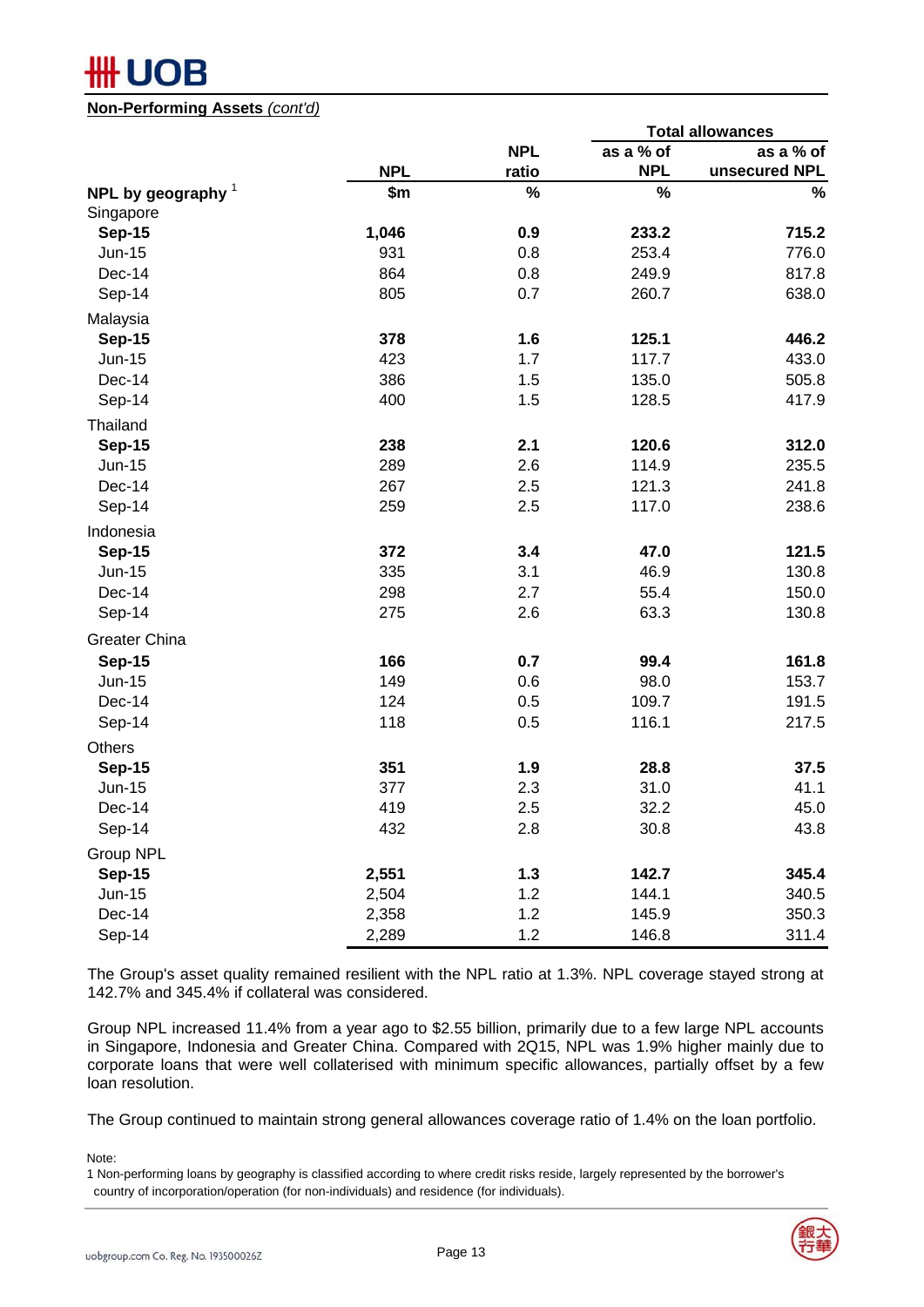**Non-Performing Assets** *(cont'd)*

| NPL by geography [1] | NPL | NPL ratio | Total allowances | |
|---|---|---|---|---|
| | | | as a % of NPL | as a % of unsecured NPL |
| | $m | % | % | % |
| Singapore | | | | |
| **Sep-15** | **1,046** | **0.9** | **233.2** | **715.2** |
| Jun-15 | 931 | 0.8 | 253.4 | 776.0 |
| Dec-14 | 864 | 0.8 | 249.9 | 817.8 |
| Sep-14 | 805 | 0.7 | 260.7 | 638.0 |
| Malaysia | | | | |
| **Sep-15** | **378** | **1.6** | **125.1** | **446.2** |
| Jun-15 | 423 | 1.7 | 117.7 | 433.0 |
| Dec-14 | 386 | 1.5 | 135.0 | 505.8 |
| Sep-14 | 400 | 1.5 | 128.5 | 417.9 |
| Thailand | | | | |
| **Sep-15** | **238** | **2.1** | **120.6** | **312.0** |
| Jun-15 | 289 | 2.6 | 114.9 | 235.5 |
| Dec-14 | 267 | 2.5 | 121.3 | 241.8 |
| Sep-14 | 259 | 2.5 | 117.0 | 238.6 |
| Indonesia | | | | |
| **Sep-15** | **372** | **3.4** | **47.0** | **121.5** |
| Jun-15 | 335 | 3.1 | 46.9 | 130.8 |
| Dec-14 | 298 | 2.7 | 55.4 | 150.0 |
| Sep-14 | 275 | 2.6 | 63.3 | 130.8 |
| Greater China | | | | |
| **Sep-15** | **166** | **0.7** | **99.4** | **161.8** |
| Jun-15 | 149 | 0.6 | 98.0 | 153.7 |
| Dec-14 | 124 | 0.5 | 109.7 | 191.5 |
| Sep-14 | 118 | 0.5 | 116.1 | 217.5 |
| Others | | | | |
| **Sep-15** | **351** | **1.9** | **28.8** | **37.5** |
| Jun-15 | 377 | 2.3 | 31.0 | 41.1 |
| Dec-14 | 419 | 2.5 | 32.2 | 45.0 |
| Sep-14 | 432 | 2.8 | 30.8 | 43.8 |
| Group NPL | | | | |
| **Sep-15** | **2,551** | **1.3** | **142.7** | **345.4** |
| Jun-15 | 2,504 | 1.2 | 144.1 | 340.5 |
| Dec-14 | 2,358 | 1.2 | 145.9 | 350.3 |
| Sep-14 | 2,289 | 1.2 | 146.8 | 311.4 |

The Group's asset quality remained resilient with the NPL ratio at 1.3%. NPL coverage stayed strong at 142.7% and 345.4% if collateral was considered.

Group NPL increased 11.4% from a year ago to $2.55 billion, primarily due to a few large NPL accounts in Singapore, Indonesia and Greater China. Compared with 2Q15, NPL was 1.9% higher mainly due to corporate loans that were well collaterised with minimum specific allowances, partially offset by a few loan resolution.

The Group continued to maintain strong general allowances coverage ratio of 1.4% on the loan portfolio.

Note:
1 Non-performing loans by geography is classified according to where credit risks reside, largely represented by the borrower's country of incorporation/operation (for non-individuals) and residence (for individuals).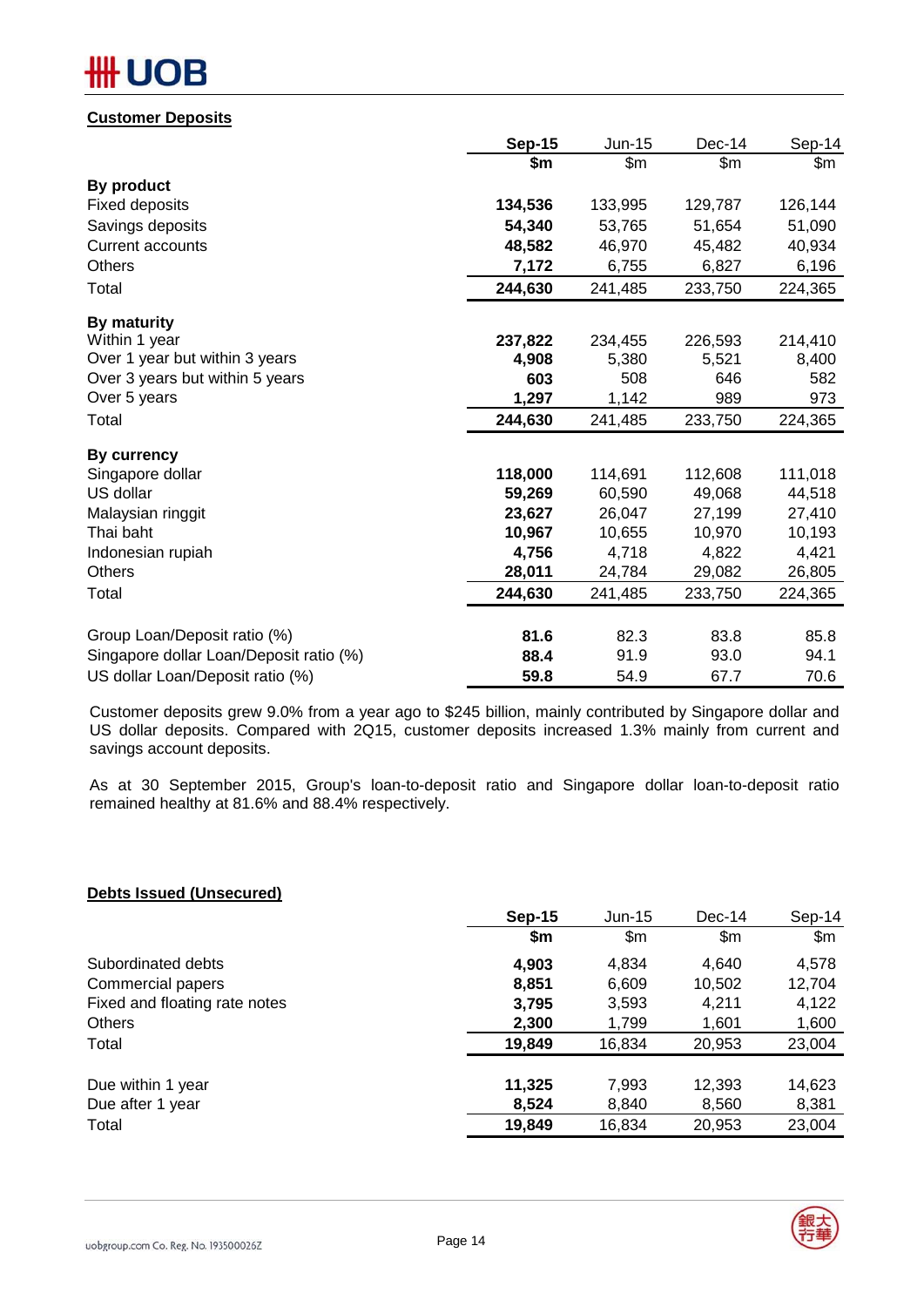## Customer Deposits

| | **Sep-15** | Jun-15 | Dec-14 | Sep-14 |
|---|---|---|---|---|
| | **$m** | $m | $m | $m |
| **By product** | | | | |
| Fixed deposits | **134,536** | 133,995 | 129,787 | 126,144 |
| Savings deposits | **54,340** | 53,765 | 51,654 | 51,090 |
| Current accounts | **48,582** | 46,970 | 45,482 | 40,934 |
| Others | **7,172** | 6,755 | 6,827 | 6,196 |
| Total | **244,630** | 241,485 | 233,750 | 224,365 |
| **By maturity** | | | | |
| Within 1 year | **237,822** | 234,455 | 226,593 | 214,410 |
| Over 1 year but within 3 years | **4,908** | 5,380 | 5,521 | 8,400 |
| Over 3 years but within 5 years | **603** | 508 | 646 | 582 |
| Over 5 years | **1,297** | 1,142 | 989 | 973 |
| Total | **244,630** | 241,485 | 233,750 | 224,365 |
| **By currency** | | | | |
| Singapore dollar | **118,000** | 114,691 | 112,608 | 111,018 |
| US dollar | **59,269** | 60,590 | 49,068 | 44,518 |
| Malaysian ringgit | **23,627** | 26,047 | 27,199 | 27,410 |
| Thai baht | **10,967** | 10,655 | 10,970 | 10,193 |
| Indonesian rupiah | **4,756** | 4,718 | 4,822 | 4,421 |
| Others | **28,011** | 24,784 | 29,082 | 26,805 |
| Total | **244,630** | 241,485 | 233,750 | 224,365 |
| Group Loan/Deposit ratio (%) | **81.6** | 82.3 | 83.8 | 85.8 |
| Singapore dollar Loan/Deposit ratio (%) | **88.4** | 91.9 | 93.0 | 94.1 |
| US dollar Loan/Deposit ratio (%) | **59.8** | 54.9 | 67.7 | 70.6 |

Customer deposits grew 9.0% from a year ago to $245 billion, mainly contributed by Singapore dollar and US dollar deposits. Compared with 2Q15, customer deposits increased 1.3% mainly from current and savings account deposits.

As at 30 September 2015, Group's loan-to-deposit ratio and Singapore dollar loan-to-deposit ratio remained healthy at 81.6% and 88.4% respectively.

## Debts Issued (Unsecured)

| | **Sep-15** | Jun-15 | Dec-14 | Sep-14 |
|---|---|---|---|---|
| | **$m** | $m | $m | $m |
| Subordinated debts | **4,903** | 4,834 | 4,640 | 4,578 |
| Commercial papers | **8,851** | 6,609 | 10,502 | 12,704 |
| Fixed and floating rate notes | **3,795** | 3,593 | 4,211 | 4,122 |
| Others | **2,300** | 1,799 | 1,601 | 1,600 |
| Total | **19,849** | 16,834 | 20,953 | 23,004 |
| Due within 1 year | **11,325** | 7,993 | 12,393 | 14,623 |
| Due after 1 year | **8,524** | 8,840 | 8,560 | 8,381 |
| Total | **19,849** | 16,834 | 20,953 | 23,004 |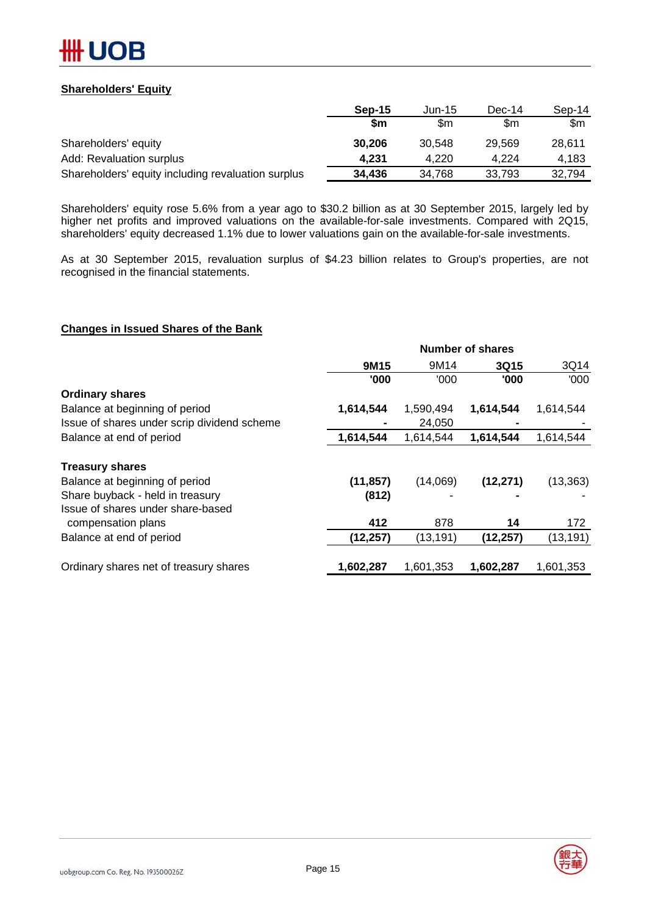## Shareholders' Equity

| | **Sep-15** | Jun-15 | Dec-14 | Sep-14 |
|---|---|---|---|---|
| | **$m** | $m | $m | $m |
| Shareholders' equity | **30,206** | 30,548 | 29,569 | 28,611 |
| Add: Revaluation surplus | **4,231** | 4,220 | 4,224 | 4,183 |
| Shareholders' equity including revaluation surplus | **34,436** | 34,768 | 33,793 | 32,794 |

Shareholders' equity rose 5.6% from a year ago to $30.2 billion as at 30 September 2015, largely led by higher net profits and improved valuations on the available-for-sale investments. Compared with 2Q15, shareholders' equity decreased 1.1% due to lower valuations gain on the available-for-sale investments.

As at 30 September 2015, revaluation surplus of $4.23 billion relates to Group's properties, are not recognised in the financial statements.

## Changes in Issued Shares of the Bank

| | **Number of shares** | | | |
|---|---|---|---|---|
| | **9M15** | 9M14 | **3Q15** | 3Q14 |
| | **'000** | '000 | **'000** | '000 |
| **Ordinary shares** | | | | |
| Balance at beginning of period | **1,614,544** | 1,590,494 | **1,614,544** | 1,614,544 |
| Issue of shares under scrip dividend scheme | **-** | 24,050 | **-** | - |
| Balance at end of period | **1,614,544** | 1,614,544 | **1,614,544** | 1,614,544 |
| | | | | |
| **Treasury shares** | | | | |
| Balance at beginning of period | **(11,857)** | (14,069) | **(12,271)** | (13,363) |
| Share buyback - held in treasury | **(812)** | - | **-** | - |
| Issue of shares under share-based compensation plans | **412** | 878 | **14** | 172 |
| Balance at end of period | **(12,257)** | (13,191) | **(12,257)** | (13,191) |
| | | | | |
| Ordinary shares net of treasury shares | **1,602,287** | 1,601,353 | **1,602,287** | 1,601,353 |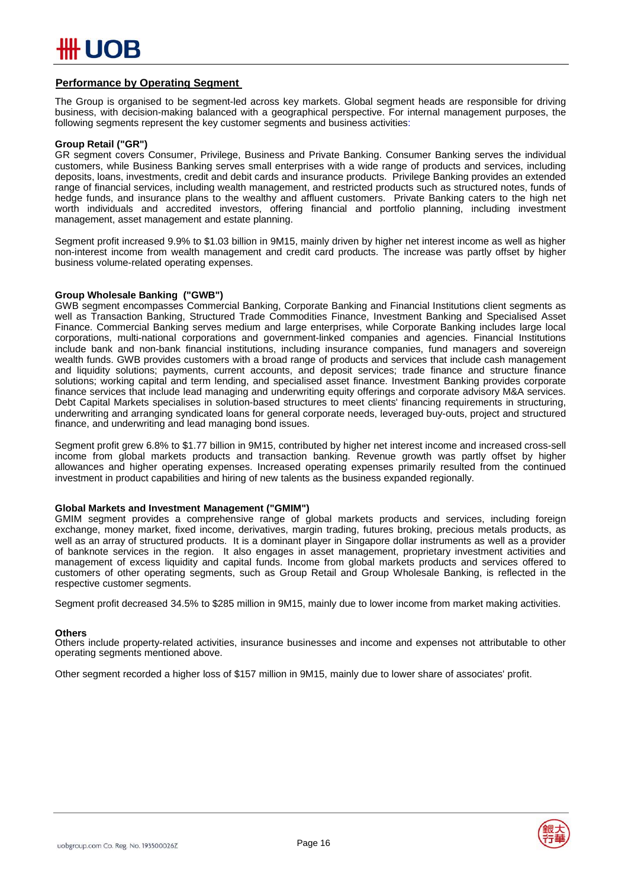## Performance by Operating Segment

The Group is organised to be segment-led across key markets. Global segment heads are responsible for driving business, with decision-making balanced with a geographical perspective. For internal management purposes, the following segments represent the key customer segments and business activities:

**Group Retail ("GR")**
GR segment covers Consumer, Privilege, Business and Private Banking. Consumer Banking serves the individual customers, while Business Banking serves small enterprises with a wide range of products and services, including deposits, loans, investments, credit and debit cards and insurance products. Privilege Banking provides an extended range of financial services, including wealth management, and restricted products such as structured notes, funds of hedge funds, and insurance plans to the wealthy and affluent customers. Private Banking caters to the high net worth individuals and accredited investors, offering financial and portfolio planning, including investment management, asset management and estate planning.

Segment profit increased 9.9% to $1.03 billion in 9M15, mainly driven by higher net interest income as well as higher non-interest income from wealth management and credit card products. The increase was partly offset by higher business volume-related operating expenses.

**Group Wholesale Banking ("GWB")**
GWB segment encompasses Commercial Banking, Corporate Banking and Financial Institutions client segments as well as Transaction Banking, Structured Trade Commodities Finance, Investment Banking and Specialised Asset Finance. Commercial Banking serves medium and large enterprises, while Corporate Banking includes large local corporations, multi-national corporations and government-linked companies and agencies. Financial Institutions include bank and non-bank financial institutions, including insurance companies, fund managers and sovereign wealth funds. GWB provides customers with a broad range of products and services that include cash management and liquidity solutions; payments, current accounts, and deposit services; trade finance and structure finance solutions; working capital and term lending, and specialised asset finance. Investment Banking provides corporate finance services that include lead managing and underwriting equity offerings and corporate advisory M&A services. Debt Capital Markets specialises in solution-based structures to meet clients' financing requirements in structuring, underwriting and arranging syndicated loans for general corporate needs, leveraged buy-outs, project and structured finance, and underwriting and lead managing bond issues.

Segment profit grew 6.8% to $1.77 billion in 9M15, contributed by higher net interest income and increased cross-sell income from global markets products and transaction banking. Revenue growth was partly offset by higher allowances and higher operating expenses. Increased operating expenses primarily resulted from the continued investment in product capabilities and hiring of new talents as the business expanded regionally.

**Global Markets and Investment Management ("GMIM")**
GMIM segment provides a comprehensive range of global markets products and services, including foreign exchange, money market, fixed income, derivatives, margin trading, futures broking, precious metals products, as well as an array of structured products. It is a dominant player in Singapore dollar instruments as well as a provider of banknote services in the region. It also engages in asset management, proprietary investment activities and management of excess liquidity and capital funds. Income from global markets products and services offered to customers of other operating segments, such as Group Retail and Group Wholesale Banking, is reflected in the respective customer segments.

Segment profit decreased 34.5% to $285 million in 9M15, mainly due to lower income from market making activities.

**Others**
Others include property-related activities, insurance businesses and income and expenses not attributable to other operating segments mentioned above.

Other segment recorded a higher loss of $157 million in 9M15, mainly due to lower share of associates' profit.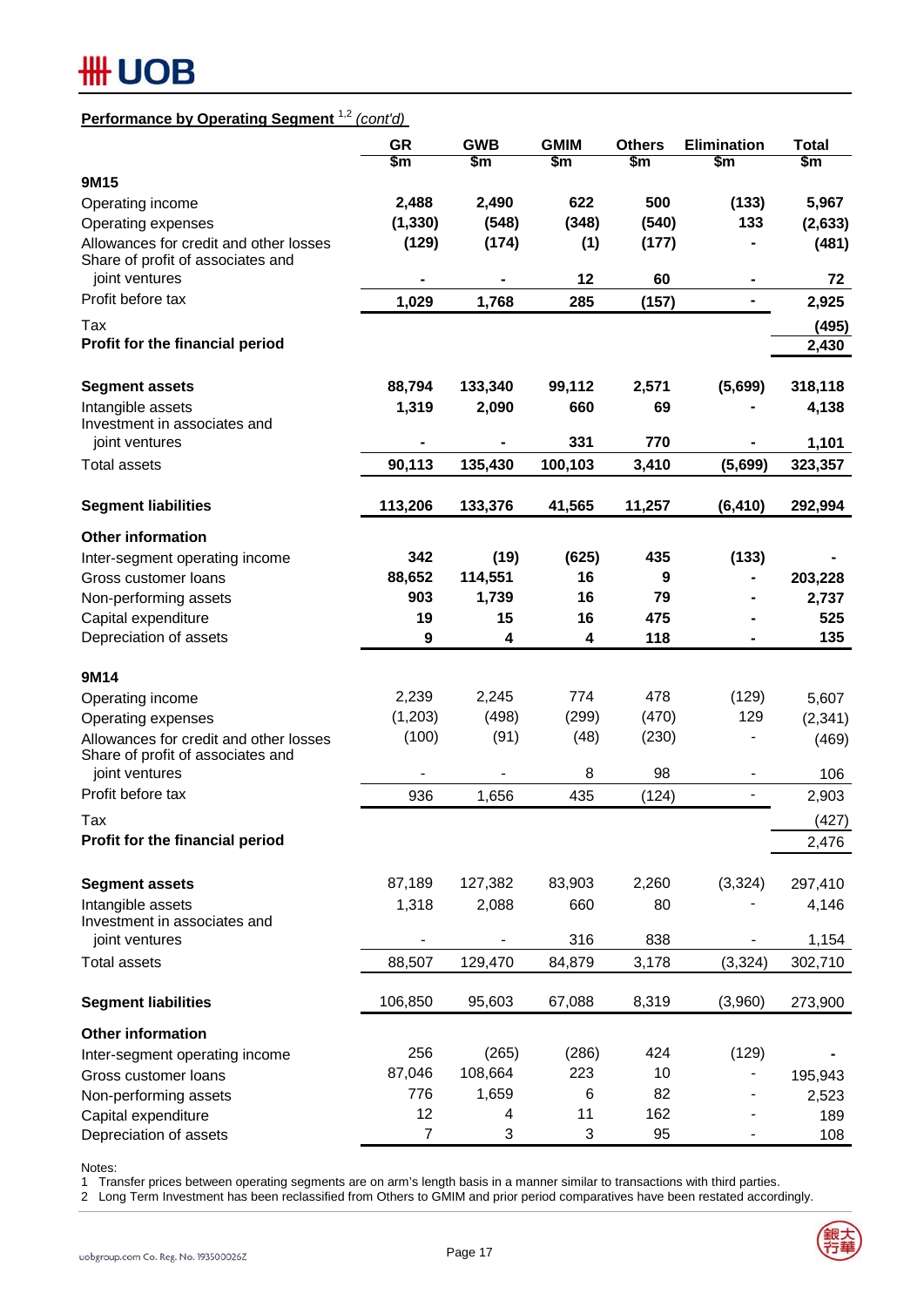**Performance by Operating Segment [1,2] *(cont'd)***

| | GR | GWB | GMIM | Others | Elimination | Total |
|---|---|---|---|---|---|---|
| | $m | $m | $m | $m | $m | $m |
| **9M15** | | | | | | |
| Operating income | **2,488** | **2,490** | **622** | **500** | **(133)** | **5,967** |
| Operating expenses | **(1,330)** | **(548)** | **(348)** | **(540)** | **133** | **(2,633)** |
| Allowances for credit and other losses | **(129)** | **(174)** | **(1)** | **(177)** | **-** | **(481)** |
| Share of profit of associates and joint ventures | **-** | **-** | **12** | **60** | **-** | **72** |
| Profit before tax | **1,029** | **1,768** | **285** | **(157)** | **-** | **2,925** |
| Tax | | | | | | **(495)** |
| **Profit for the financial period** | | | | | | **2,430** |
| | | | | | | |
| **Segment assets** | **88,794** | **133,340** | **99,112** | **2,571** | **(5,699)** | **318,118** |
| Intangible assets | **1,319** | **2,090** | **660** | **69** | **-** | **4,138** |
| Investment in associates and joint ventures | **-** | **-** | **331** | **770** | **-** | **1,101** |
| Total assets | **90,113** | **135,430** | **100,103** | **3,410** | **(5,699)** | **323,357** |
| | | | | | | |
| **Segment liabilities** | **113,206** | **133,376** | **41,565** | **11,257** | **(6,410)** | **292,994** |
| | | | | | | |
| **Other information** | | | | | | |
| Inter-segment operating income | **342** | **(19)** | **(625)** | **435** | **(133)** | **-** |
| Gross customer loans | **88,652** | **114,551** | **16** | **9** | **-** | **203,228** |
| Non-performing assets | **903** | **1,739** | **16** | **79** | **-** | **2,737** |
| Capital expenditure | **19** | **15** | **16** | **475** | **-** | **525** |
| Depreciation of assets | **9** | **4** | **4** | **118** | **-** | **135** |
| | | | | | | |
| **9M14** | | | | | | |
| Operating income | 2,239 | 2,245 | 774 | 478 | (129) | 5,607 |
| Operating expenses | (1,203) | (498) | (299) | (470) | 129 | (2,341) |
| Allowances for credit and other losses | (100) | (91) | (48) | (230) | - | (469) |
| Share of profit of associates and joint ventures | - | - | 8 | 98 | - | 106 |
| Profit before tax | 936 | 1,656 | 435 | (124) | - | 2,903 |
| Tax | | | | | | (427) |
| **Profit for the financial period** | | | | | | 2,476 |
| | | | | | | |
| **Segment assets** | 87,189 | 127,382 | 83,903 | 2,260 | (3,324) | 297,410 |
| Intangible assets | 1,318 | 2,088 | 660 | 80 | - | 4,146 |
| Investment in associates and joint ventures | - | - | 316 | 838 | - | 1,154 |
| Total assets | 88,507 | 129,470 | 84,879 | 3,178 | (3,324) | 302,710 |
| | | | | | | |
| **Segment liabilities** | 106,850 | 95,603 | 67,088 | 8,319 | (3,960) | 273,900 |
| | | | | | | |
| **Other information** | | | | | | |
| Inter-segment operating income | 256 | (265) | (286) | 424 | (129) | - |
| Gross customer loans | 87,046 | 108,664 | 223 | 10 | - | 195,943 |
| Non-performing assets | 776 | 1,659 | 6 | 82 | - | 2,523 |
| Capital expenditure | 12 | 4 | 11 | 162 | - | 189 |
| Depreciation of assets | 7 | 3 | 3 | 95 | - | 108 |

Notes:
1 Transfer prices between operating segments are on arm's length basis in a manner similar to transactions with third parties.
2 Long Term Investment has been reclassified from Others to GMIM and prior period comparatives have been restated accordingly.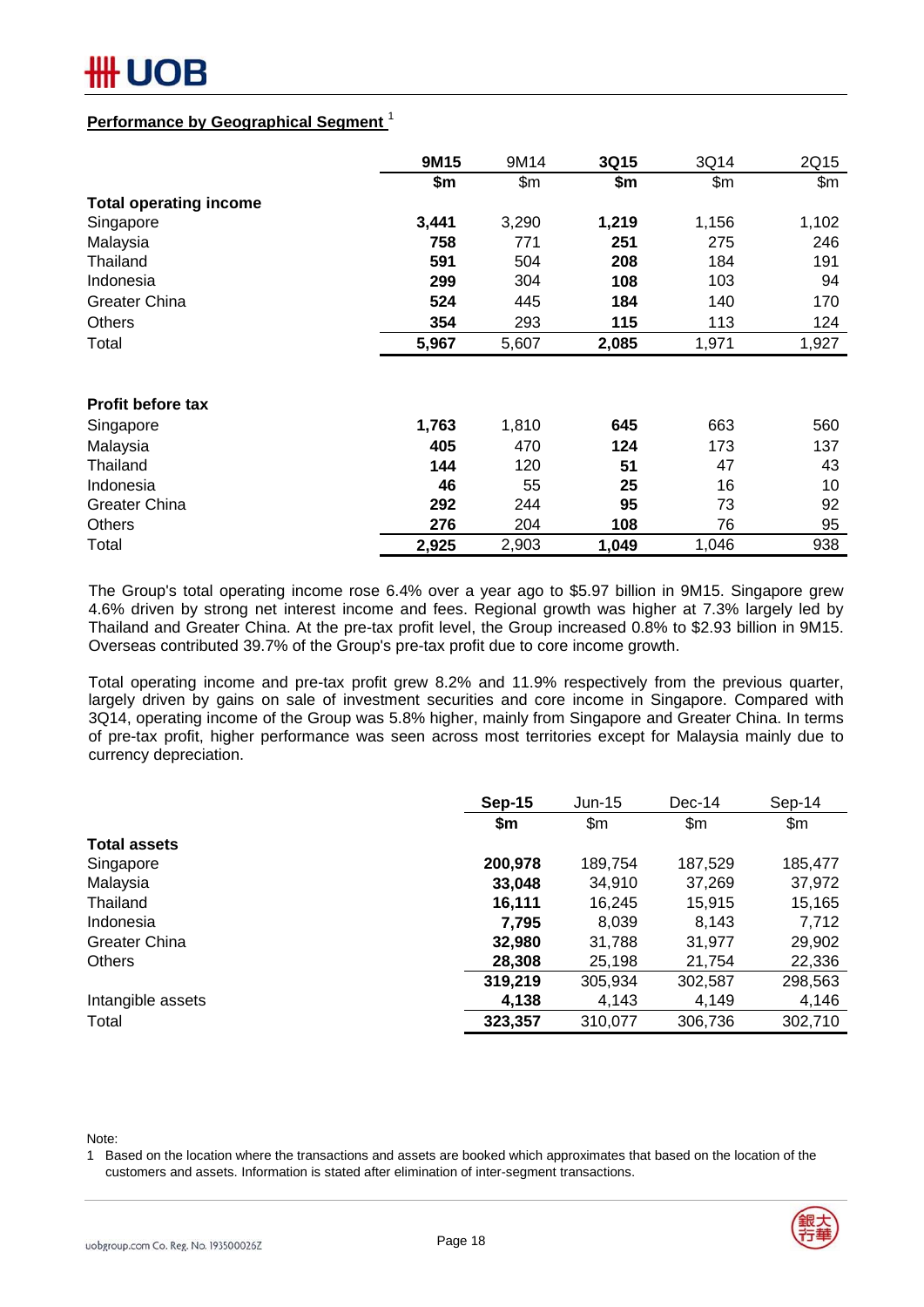## Performance by Geographical Segment [1]

| | 9M15 | 9M14 | 3Q15 | 3Q14 | 2Q15 |
|---|---|---|---|---|---|
| | **$m** | $m | **$m** | $m | $m |
| **Total operating income** | | | | | |
| Singapore | **3,441** | 3,290 | **1,219** | 1,156 | 1,102 |
| Malaysia | **758** | 771 | **251** | 275 | 246 |
| Thailand | **591** | 504 | **208** | 184 | 191 |
| Indonesia | **299** | 304 | **108** | 103 | 94 |
| Greater China | **524** | 445 | **184** | 140 | 170 |
| Others | **354** | 293 | **115** | 113 | 124 |
| Total | **5,967** | 5,607 | **2,085** | 1,971 | 1,927 |
| | | | | | |
| **Profit before tax** | | | | | |
| Singapore | **1,763** | 1,810 | **645** | 663 | 560 |
| Malaysia | **405** | 470 | **124** | 173 | 137 |
| Thailand | **144** | 120 | **51** | 47 | 43 |
| Indonesia | **46** | 55 | **25** | 16 | 10 |
| Greater China | **292** | 244 | **95** | 73 | 92 |
| Others | **276** | 204 | **108** | 76 | 95 |
| Total | **2,925** | 2,903 | **1,049** | 1,046 | 938 |

The Group's total operating income rose 6.4% over a year ago to $5.97 billion in 9M15. Singapore grew 4.6% driven by strong net interest income and fees. Regional growth was higher at 7.3% largely led by Thailand and Greater China. At the pre-tax profit level, the Group increased 0.8% to $2.93 billion in 9M15. Overseas contributed 39.7% of the Group's pre-tax profit due to core income growth.

Total operating income and pre-tax profit grew 8.2% and 11.9% respectively from the previous quarter, largely driven by gains on sale of investment securities and core income in Singapore. Compared with 3Q14, operating income of the Group was 5.8% higher, mainly from Singapore and Greater China. In terms of pre-tax profit, higher performance was seen across most territories except for Malaysia mainly due to currency depreciation.

| | Sep-15 | Jun-15 | Dec-14 | Sep-14 |
|---|---|---|---|---|
| | **$m** | $m | $m | $m |
| **Total assets** | | | | |
| Singapore | **200,978** | 189,754 | 187,529 | 185,477 |
| Malaysia | **33,048** | 34,910 | 37,269 | 37,972 |
| Thailand | **16,111** | 16,245 | 15,915 | 15,165 |
| Indonesia | **7,795** | 8,039 | 8,143 | 7,712 |
| Greater China | **32,980** | 31,788 | 31,977 | 29,902 |
| Others | **28,308** | 25,198 | 21,754 | 22,336 |
| | **319,219** | 305,934 | 302,587 | 298,563 |
| Intangible assets | **4,138** | 4,143 | 4,149 | 4,146 |
| Total | **323,357** | 310,077 | 306,736 | 302,710 |

Note:

1 Based on the location where the transactions and assets are booked which approximates that based on the location of the customers and assets. Information is stated after elimination of inter-segment transactions.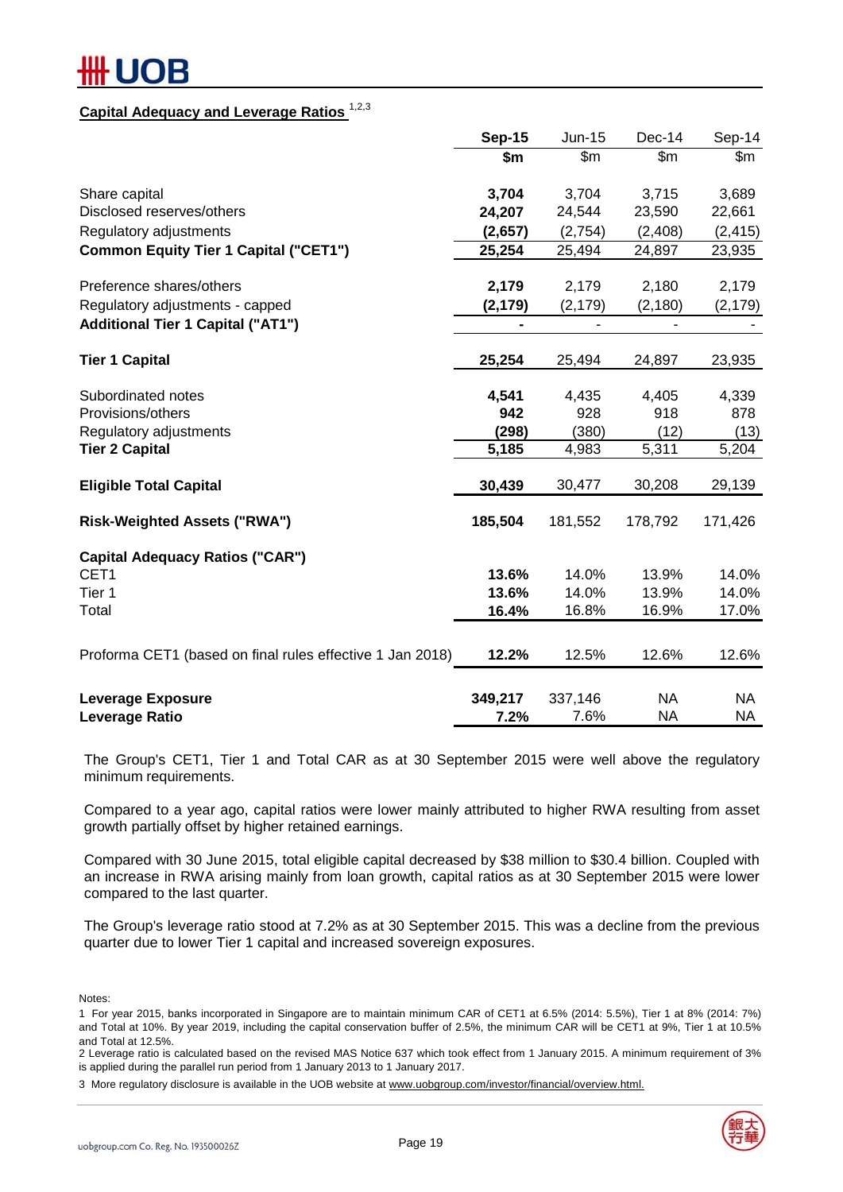## Capital Adequacy and Leverage Ratios [1,2,3]

| | Sep-15 | Jun-15 | Dec-14 | Sep-14 |
|---|---|---|---|---|
| | $m | $m | $m | $m |
| Share capital | **3,704** | 3,704 | 3,715 | 3,689 |
| Disclosed reserves/others | **24,207** | 24,544 | 23,590 | 22,661 |
| Regulatory adjustments | **(2,657)** | (2,754) | (2,408) | (2,415) |
| **Common Equity Tier 1 Capital ("CET1")** | **25,254** | 25,494 | 24,897 | 23,935 |
| Preference shares/others | **2,179** | 2,179 | 2,180 | 2,179 |
| Regulatory adjustments - capped | **(2,179)** | (2,179) | (2,180) | (2,179) |
| **Additional Tier 1 Capital ("AT1")** | **-** | - | - | - |
| **Tier 1 Capital** | **25,254** | 25,494 | 24,897 | 23,935 |
| Subordinated notes | **4,541** | 4,435 | 4,405 | 4,339 |
| Provisions/others | **942** | 928 | 918 | 878 |
| Regulatory adjustments | **(298)** | (380) | (12) | (13) |
| **Tier 2 Capital** | **5,185** | 4,983 | 5,311 | 5,204 |
| **Eligible Total Capital** | **30,439** | 30,477 | 30,208 | 29,139 |
| **Risk-Weighted Assets ("RWA")** | **185,504** | 181,552 | 178,792 | 171,426 |
| **Capital Adequacy Ratios ("CAR")** | | | | |
| CET1 | **13.6%** | 14.0% | 13.9% | 14.0% |
| Tier 1 | **13.6%** | 14.0% | 13.9% | 14.0% |
| Total | **16.4%** | 16.8% | 16.9% | 17.0% |
| Proforma CET1 (based on final rules effective 1 Jan 2018) | **12.2%** | 12.5% | 12.6% | 12.6% |
| **Leverage Exposure** | **349,217** | 337,146 | NA | NA |
| **Leverage Ratio** | **7.2%** | 7.6% | NA | NA |

The Group's CET1, Tier 1 and Total CAR as at 30 September 2015 were well above the regulatory minimum requirements.

Compared to a year ago, capital ratios were lower mainly attributed to higher RWA resulting from asset growth partially offset by higher retained earnings.

Compared with 30 June 2015, total eligible capital decreased by $38 million to $30.4 billion. Coupled with an increase in RWA arising mainly from loan growth, capital ratios as at 30 September 2015 were lower compared to the last quarter.

The Group's leverage ratio stood at 7.2% as at 30 September 2015. This was a decline from the previous quarter due to lower Tier 1 capital and increased sovereign exposures.

Notes:

1 For year 2015, banks incorporated in Singapore are to maintain minimum CAR of CET1 at 6.5% (2014: 5.5%), Tier 1 at 8% (2014: 7%) and Total at 10%. By year 2019, including the capital conservation buffer of 2.5%, the minimum CAR will be CET1 at 9%, Tier 1 at 10.5% and Total at 12.5%.

2 Leverage ratio is calculated based on the revised MAS Notice 637 which took effect from 1 January 2015. A minimum requirement of 3% is applied during the parallel run period from 1 January 2013 to 1 January 2017.

3 More regulatory disclosure is available in the UOB website at www.uobgroup.com/investor/financial/overview.html.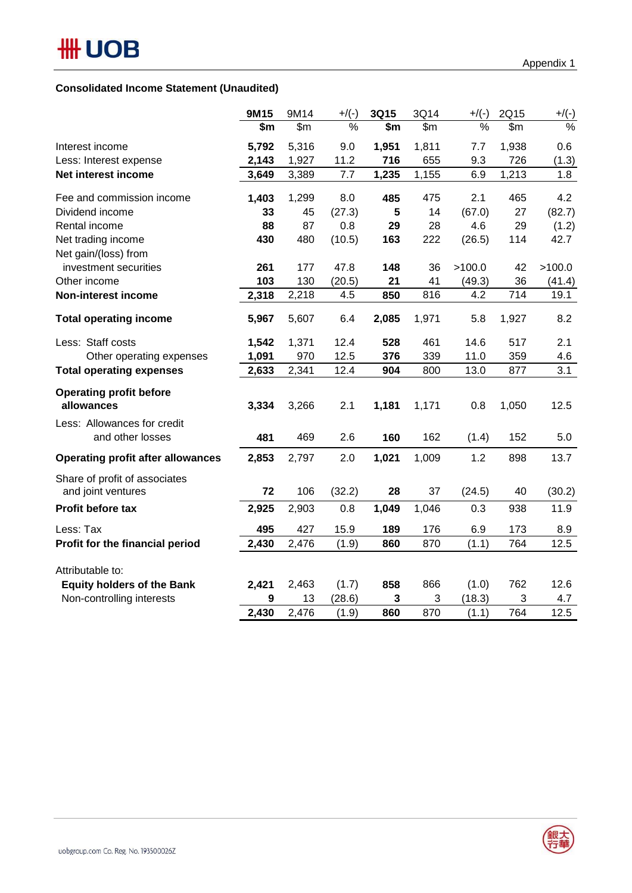Appendix 1

**Consolidated Income Statement (Unaudited)**

| | **9M15** | 9M14 | +/(-) | **3Q15** | 3Q14 | +/(-) | 2Q15 | +/(-) |
|---|---|---|---|---|---|---|---|---|
| | **$m** | $m | % | **$m** | $m | % | $m | % |
| Interest income | **5,792** | 5,316 | 9.0 | **1,951** | 1,811 | 7.7 | 1,938 | 0.6 |
| Less: Interest expense | **2,143** | 1,927 | 11.2 | **716** | 655 | 9.3 | 726 | (1.3) |
| **Net interest income** | **3,649** | 3,389 | 7.7 | **1,235** | 1,155 | 6.9 | 1,213 | 1.8 |
| Fee and commission income | **1,403** | 1,299 | 8.0 | **485** | 475 | 2.1 | 465 | 4.2 |
| Dividend income | **33** | 45 | (27.3) | **5** | 14 | (67.0) | 27 | (82.7) |
| Rental income | **88** | 87 | 0.8 | **29** | 28 | 4.6 | 29 | (1.2) |
| Net trading income | **430** | 480 | (10.5) | **163** | 222 | (26.5) | 114 | 42.7 |
| Net gain/(loss) from investment securities | **261** | 177 | 47.8 | **148** | 36 | >100.0 | 42 | >100.0 |
| Other income | **103** | 130 | (20.5) | **21** | 41 | (49.3) | 36 | (41.4) |
| **Non-interest income** | **2,318** | 2,218 | 4.5 | **850** | 816 | 4.2 | 714 | 19.1 |
| **Total operating income** | **5,967** | 5,607 | 6.4 | **2,085** | 1,971 | 5.8 | 1,927 | 8.2 |
| Less: Staff costs | **1,542** | 1,371 | 12.4 | **528** | 461 | 14.6 | 517 | 2.1 |
| Other operating expenses | **1,091** | 970 | 12.5 | **376** | 339 | 11.0 | 359 | 4.6 |
| **Total operating expenses** | **2,633** | 2,341 | 12.4 | **904** | 800 | 13.0 | 877 | 3.1 |
| **Operating profit before allowances** | **3,334** | 3,266 | 2.1 | **1,181** | 1,171 | 0.8 | 1,050 | 12.5 |
| Less: Allowances for credit and other losses | **481** | 469 | 2.6 | **160** | 162 | (1.4) | 152 | 5.0 |
| **Operating profit after allowances** | **2,853** | 2,797 | 2.0 | **1,021** | 1,009 | 1.2 | 898 | 13.7 |
| Share of profit of associates and joint ventures | **72** | 106 | (32.2) | **28** | 37 | (24.5) | 40 | (30.2) |
| **Profit before tax** | **2,925** | 2,903 | 0.8 | **1,049** | 1,046 | 0.3 | 938 | 11.9 |
| Less: Tax | **495** | 427 | 15.9 | **189** | 176 | 6.9 | 173 | 8.9 |
| **Profit for the financial period** | **2,430** | 2,476 | (1.9) | **860** | 870 | (1.1) | 764 | 12.5 |
| Attributable to: | | | | | | | | |
| **Equity holders of the Bank** | **2,421** | 2,463 | (1.7) | **858** | 866 | (1.0) | 762 | 12.6 |
| Non-controlling interests | **9** | 13 | (28.6) | **3** | 3 | (18.3) | 3 | 4.7 |
| | **2,430** | 2,476 | (1.9) | **860** | 870 | (1.1) | 764 | 12.5 |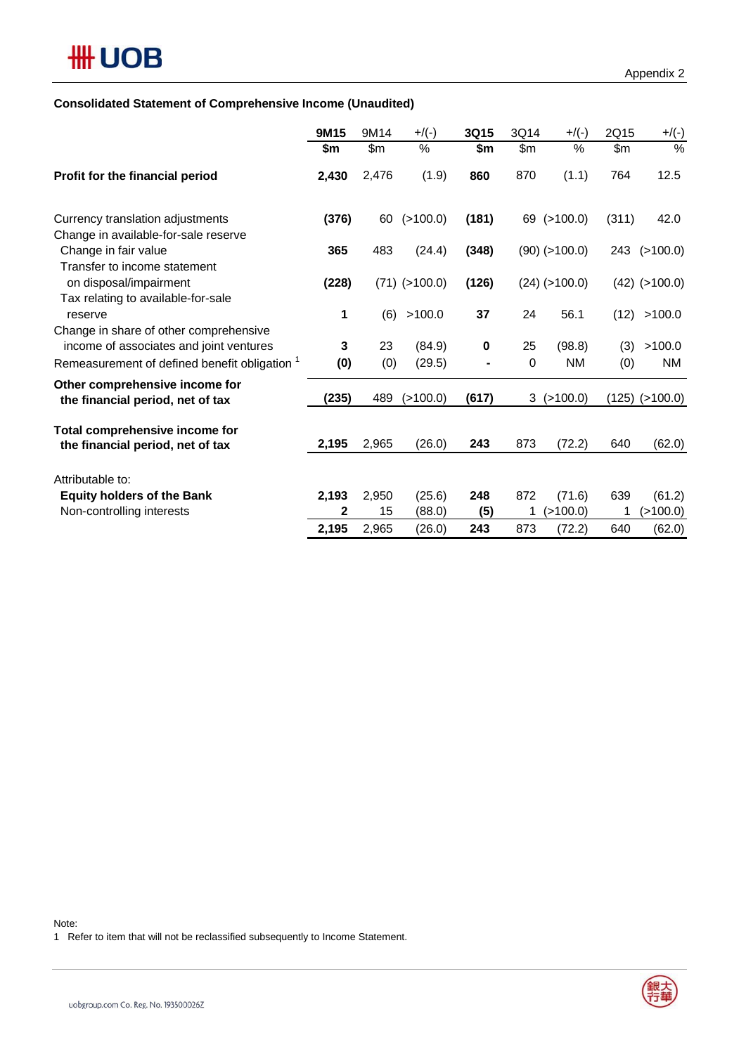Appendix 2

**Consolidated Statement of Comprehensive Income (Unaudited)**

| | **9M15** | 9M14 | +/(-) | **3Q15** | 3Q14 | +/(-) | 2Q15 | +/(-) |
|---|---|---|---|---|---|---|---|---|
| | **$m** | $m | % | **$m** | $m | % | $m | % |
| **Profit for the financial period** | **2,430** | 2,476 | (1.9) | **860** | 870 | (1.1) | 764 | 12.5 |
| Currency translation adjustments | **(376)** | 60 | (>100.0) | **(181)** | 69 | (>100.0) | (311) | 42.0 |
| Change in available-for-sale reserve | | | | | | | | |
| Change in fair value | **365** | 483 | (24.4) | **(348)** | (90) | (>100.0) | 243 | (>100.0) |
| Transfer to income statement on disposal/impairment | **(228)** | (71) | (>100.0) | **(126)** | (24) | (>100.0) | (42) | (>100.0) |
| Tax relating to available-for-sale reserve | **1** | (6) | >100.0 | **37** | 24 | 56.1 | (12) | >100.0 |
| Change in share of other comprehensive income of associates and joint ventures | **3** | 23 | (84.9) | **0** | 25 | (98.8) | (3) | >100.0 |
| Remeasurement of defined benefit obligation [1] | **(0)** | (0) | (29.5) | **-** | 0 | NM | (0) | NM |
| **Other comprehensive income for the financial period, net of tax** | **(235)** | 489 | (>100.0) | **(617)** | 3 | (>100.0) | (125) | (>100.0) |
| **Total comprehensive income for the financial period, net of tax** | **2,195** | 2,965 | (26.0) | **243** | 873 | (72.2) | 640 | (62.0) |
| Attributable to: | | | | | | | | |
| **Equity holders of the Bank** | **2,193** | 2,950 | (25.6) | **248** | 872 | (71.6) | 639 | (61.2) |
| Non-controlling interests | **2** | 15 | (88.0) | **(5)** | 1 | (>100.0) | 1 | (>100.0) |
| | **2,195** | 2,965 | (26.0) | **243** | 873 | (72.2) | 640 | (62.0) |

Note:
1 Refer to item that will not be reclassified subsequently to Income Statement.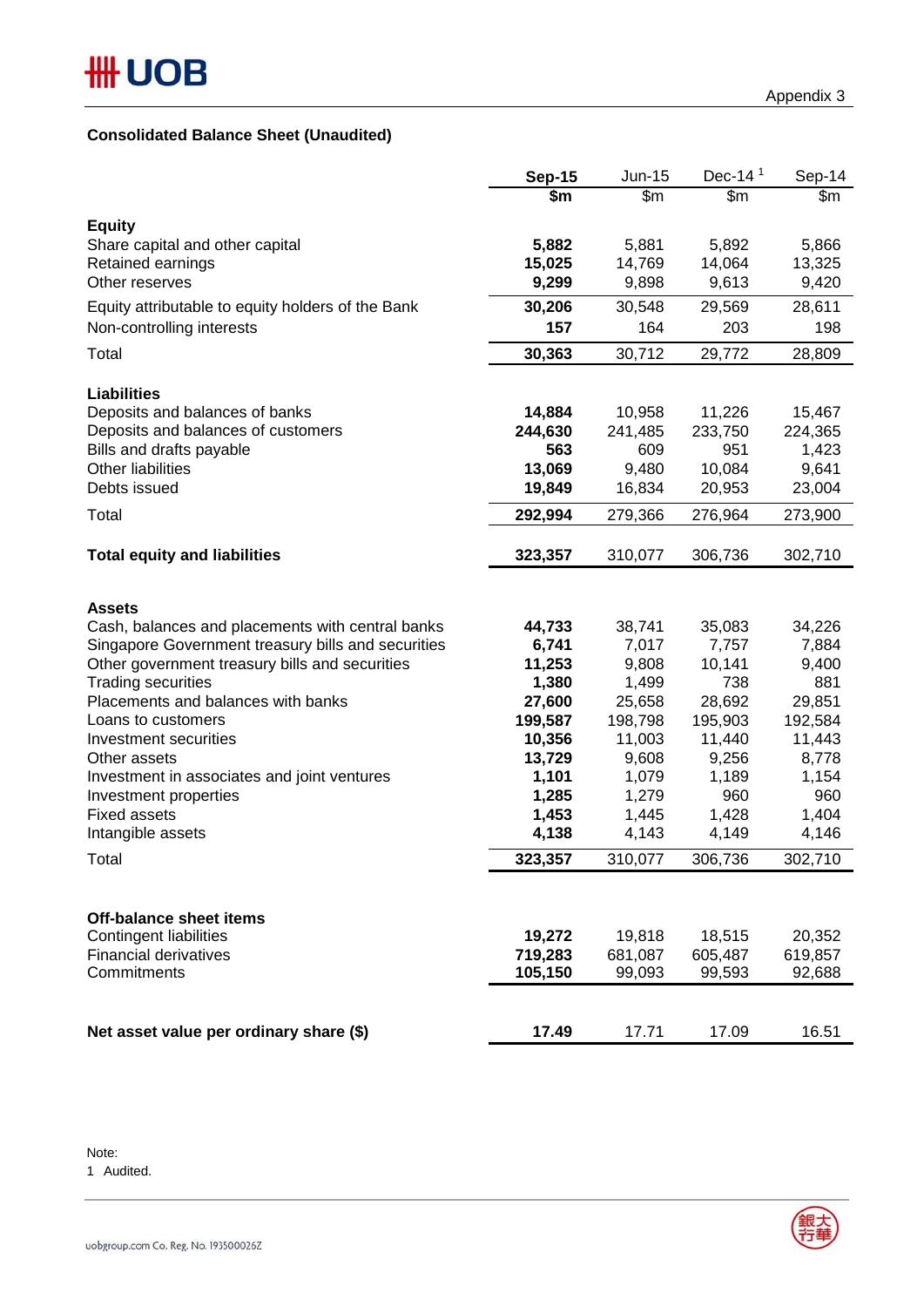Appendix 3

**Consolidated Balance Sheet (Unaudited)**

| | **Sep-15** | Jun-15 | Dec-14 [1] | Sep-14 |
|---|---|---|---|---|
| | **\$m** | \$m | \$m | \$m |
| **Equity** | | | | |
| Share capital and other capital | **5,882** | 5,881 | 5,892 | 5,866 |
| Retained earnings | **15,025** | 14,769 | 14,064 | 13,325 |
| Other reserves | **9,299** | 9,898 | 9,613 | 9,420 |
| Equity attributable to equity holders of the Bank | **30,206** | 30,548 | 29,569 | 28,611 |
| Non-controlling interests | **157** | 164 | 203 | 198 |
| Total | **30,363** | 30,712 | 29,772 | 28,809 |
| **Liabilities** | | | | |
| Deposits and balances of banks | **14,884** | 10,958 | 11,226 | 15,467 |
| Deposits and balances of customers | **244,630** | 241,485 | 233,750 | 224,365 |
| Bills and drafts payable | **563** | 609 | 951 | 1,423 |
| Other liabilities | **13,069** | 9,480 | 10,084 | 9,641 |
| Debts issued | **19,849** | 16,834 | 20,953 | 23,004 |
| Total | **292,994** | 279,366 | 276,964 | 273,900 |
| **Total equity and liabilities** | **323,357** | 310,077 | 306,736 | 302,710 |
| **Assets** | | | | |
| Cash, balances and placements with central banks | **44,733** | 38,741 | 35,083 | 34,226 |
| Singapore Government treasury bills and securities | **6,741** | 7,017 | 7,757 | 7,884 |
| Other government treasury bills and securities | **11,253** | 9,808 | 10,141 | 9,400 |
| Trading securities | **1,380** | 1,499 | 738 | 881 |
| Placements and balances with banks | **27,600** | 25,658 | 28,692 | 29,851 |
| Loans to customers | **199,587** | 198,798 | 195,903 | 192,584 |
| Investment securities | **10,356** | 11,003 | 11,440 | 11,443 |
| Other assets | **13,729** | 9,608 | 9,256 | 8,778 |
| Investment in associates and joint ventures | **1,101** | 1,079 | 1,189 | 1,154 |
| Investment properties | **1,285** | 1,279 | 960 | 960 |
| Fixed assets | **1,453** | 1,445 | 1,428 | 1,404 |
| Intangible assets | **4,138** | 4,143 | 4,149 | 4,146 |
| Total | **323,357** | 310,077 | 306,736 | 302,710 |
| **Off-balance sheet items** | | | | |
| Contingent liabilities | **19,272** | 19,818 | 18,515 | 20,352 |
| Financial derivatives | **719,283** | 681,087 | 605,487 | 619,857 |
| Commitments | **105,150** | 99,093 | 99,593 | 92,688 |
| **Net asset value per ordinary share (\$)** | **17.49** | 17.71 | 17.09 | 16.51 |

Note:
1 Audited.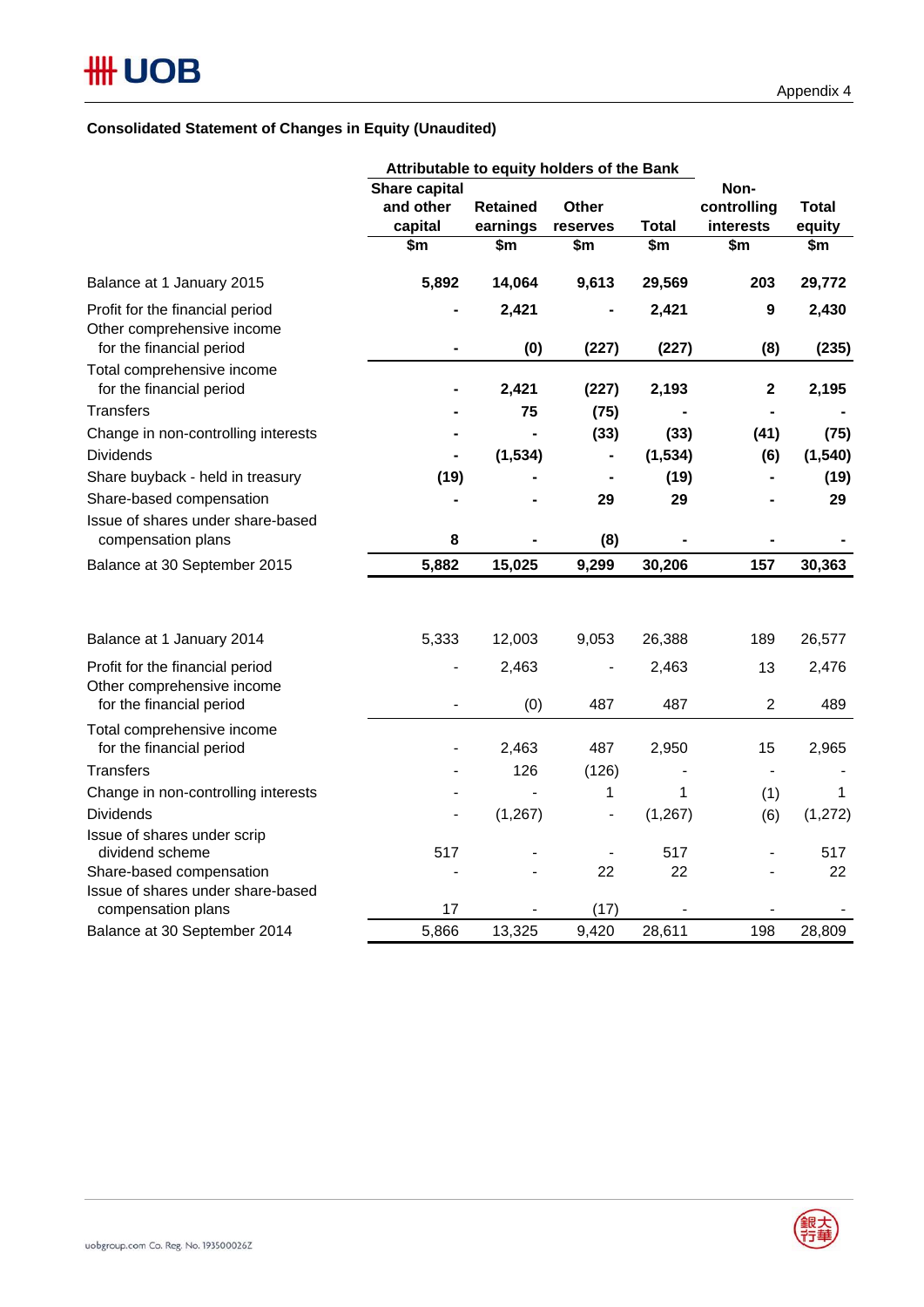Appendix 4

**Consolidated Statement of Changes in Equity (Unaudited)**

| | Attributable to equity holders of the Bank | | | | | |
|---|---|---|---|---|---|---|
| | Share capital and other capital | Retained earnings | Other reserves | Total | Non-controlling interests | Total equity |
| | $m | $m | $m | $m | $m | $m |
| **Balance at 1 January 2015** | **5,892** | **14,064** | **9,613** | **29,569** | **203** | **29,772** |
| Profit for the financial period | **-** | **2,421** | **-** | **2,421** | **9** | **2,430** |
| Other comprehensive income for the financial period | **-** | **(0)** | **(227)** | **(227)** | **(8)** | **(235)** |
| Total comprehensive income for the financial period | **-** | **2,421** | **(227)** | **2,193** | **2** | **2,195** |
| Transfers | **-** | **75** | **(75)** | **-** | **-** | **-** |
| Change in non-controlling interests | **-** | **-** | **(33)** | **(33)** | **(41)** | **(75)** |
| Dividends | **-** | **(1,534)** | **-** | **(1,534)** | **(6)** | **(1,540)** |
| Share buyback - held in treasury | **(19)** | **-** | **-** | **(19)** | **-** | **(19)** |
| Share-based compensation | **-** | **-** | **29** | **29** | **-** | **29** |
| Issue of shares under share-based compensation plans | **8** | **-** | **(8)** | **-** | **-** | **-** |
| **Balance at 30 September 2015** | **5,882** | **15,025** | **9,299** | **30,206** | **157** | **30,363** |
| | | | | | | |
| Balance at 1 January 2014 | 5,333 | 12,003 | 9,053 | 26,388 | 189 | 26,577 |
| Profit for the financial period | - | 2,463 | - | 2,463 | 13 | 2,476 |
| Other comprehensive income for the financial period | - | (0) | 487 | 487 | 2 | 489 |
| Total comprehensive income for the financial period | - | 2,463 | 487 | 2,950 | 15 | 2,965 |
| Transfers | - | 126 | (126) | - | - | - |
| Change in non-controlling interests | - | - | 1 | 1 | (1) | 1 |
| Dividends | - | (1,267) | - | (1,267) | (6) | (1,272) |
| Issue of shares under scrip dividend scheme | 517 | - | - | 517 | - | 517 |
| Share-based compensation | - | - | 22 | 22 | - | 22 |
| Issue of shares under share-based compensation plans | 17 | - | (17) | - | - | - |
| Balance at 30 September 2014 | 5,866 | 13,325 | 9,420 | 28,611 | 198 | 28,809 |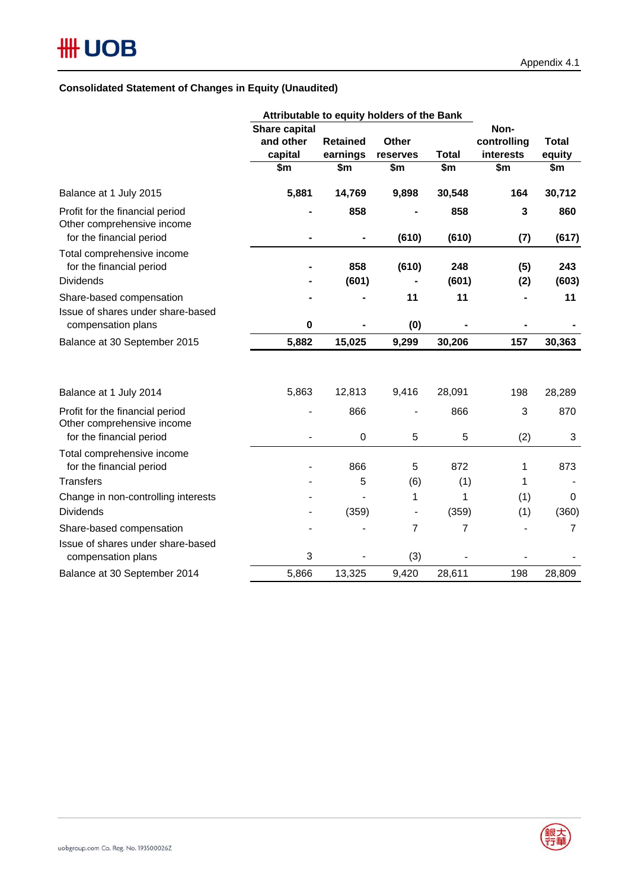Appendix 4.1

## Consolidated Statement of Changes in Equity (Unaudited)

| | Attributable to equity holders of the Bank | | | | | |
|---|---|---|---|---|---|---|
| | Share capital and other capital | Retained earnings | Other reserves | Total | Non-controlling interests | Total equity |
| | $m | $m | $m | $m | $m | $m |
| **Balance at 1 July 2015** | **5,881** | **14,769** | **9,898** | **30,548** | **164** | **30,712** |
| Profit for the financial period | **-** | **858** | **-** | **858** | **3** | **860** |
| Other comprehensive income for the financial period | **-** | **-** | **(610)** | **(610)** | **(7)** | **(617)** |
| Total comprehensive income for the financial period | **-** | **858** | **(610)** | **248** | **(5)** | **243** |
| Dividends | **-** | **(601)** | **-** | **(601)** | **(2)** | **(603)** |
| Share-based compensation | **-** | **-** | **11** | **11** | **-** | **11** |
| Issue of shares under share-based compensation plans | **0** | **-** | **(0)** | **-** | **-** | **-** |
| Balance at 30 September 2015 | **5,882** | **15,025** | **9,299** | **30,206** | **157** | **30,363** |
| | | | | | | |
| Balance at 1 July 2014 | 5,863 | 12,813 | 9,416 | 28,091 | 198 | 28,289 |
| Profit for the financial period | - | 866 | - | 866 | 3 | 870 |
| Other comprehensive income for the financial period | - | 0 | 5 | 5 | (2) | 3 |
| Total comprehensive income for the financial period | - | 866 | 5 | 872 | 1 | 873 |
| Transfers | - | 5 | (6) | (1) | 1 | - |
| Change in non-controlling interests | - | - | 1 | 1 | (1) | 0 |
| Dividends | - | (359) | - | (359) | (1) | (360) |
| Share-based compensation | - | - | 7 | 7 | - | 7 |
| Issue of shares under share-based compensation plans | 3 | - | (3) | - | - | - |
| Balance at 30 September 2014 | 5,866 | 13,325 | 9,420 | 28,611 | 198 | 28,809 |

uobgroup.com Co. Reg. No. 193500026Z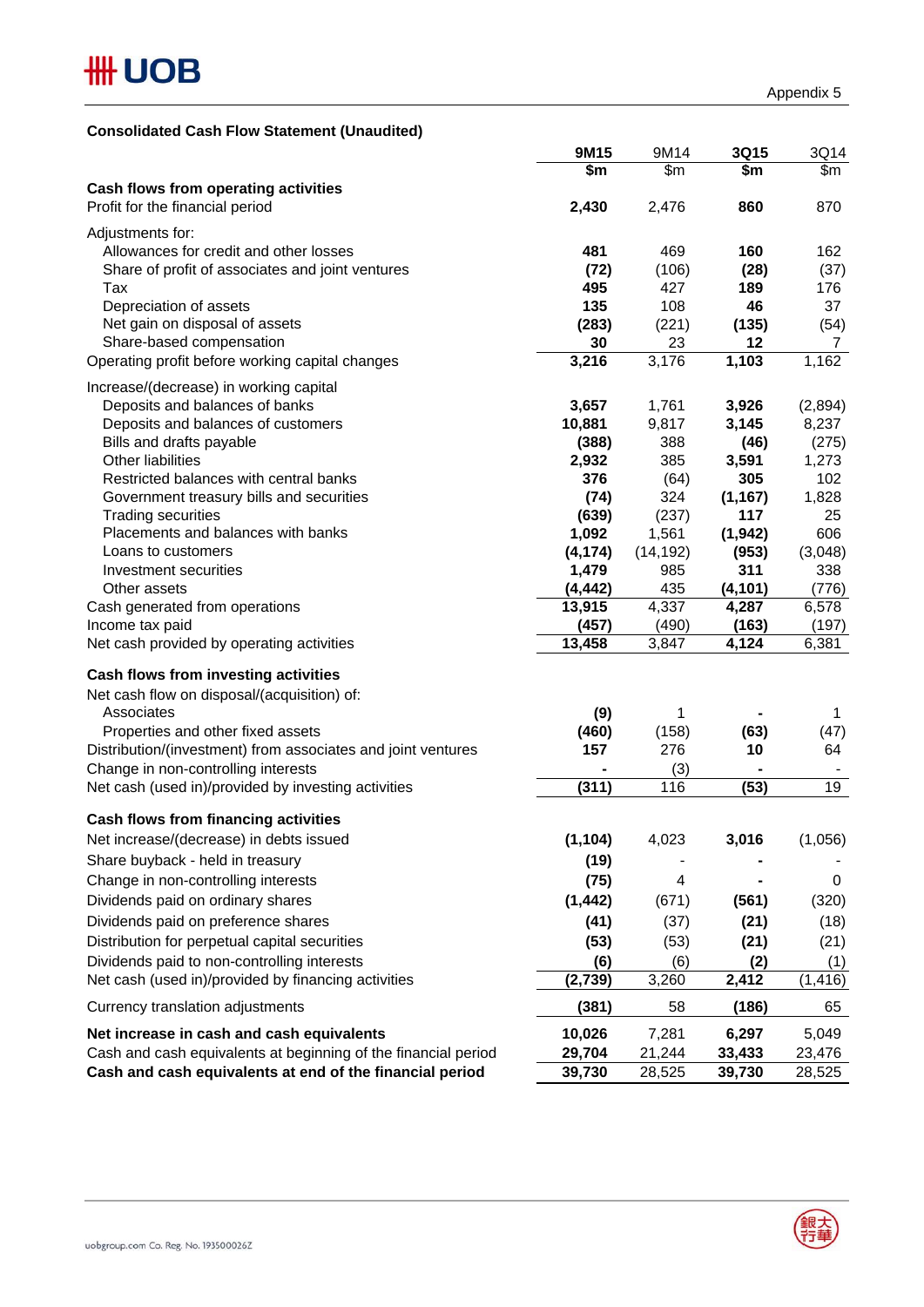Appendix 5

**Consolidated Cash Flow Statement (Unaudited)**

| | 9M15 | 9M14 | 3Q15 | 3Q14 |
|---|---|---|---|---|
| | $m | $m | $m | $m |
| **Cash flows from operating activities** | | | | |
| Profit for the financial period | **2,430** | 2,476 | **860** | 870 |
| Adjustments for: | | | | |
| Allowances for credit and other losses | **481** | 469 | **160** | 162 |
| Share of profit of associates and joint ventures | **(72)** | (106) | **(28)** | (37) |
| Tax | **495** | 427 | **189** | 176 |
| Depreciation of assets | **135** | 108 | **46** | 37 |
| Net gain on disposal of assets | **(283)** | (221) | **(135)** | (54) |
| Share-based compensation | **30** | 23 | **12** | 7 |
| Operating profit before working capital changes | **3,216** | 3,176 | **1,103** | 1,162 |
| Increase/(decrease) in working capital | | | | |
| Deposits and balances of banks | **3,657** | 1,761 | **3,926** | (2,894) |
| Deposits and balances of customers | **10,881** | 9,817 | **3,145** | 8,237 |
| Bills and drafts payable | **(388)** | 388 | **(46)** | (275) |
| Other liabilities | **2,932** | 385 | **3,591** | 1,273 |
| Restricted balances with central banks | **376** | (64) | **305** | 102 |
| Government treasury bills and securities | **(74)** | 324 | **(1,167)** | 1,828 |
| Trading securities | **(639)** | (237) | **117** | 25 |
| Placements and balances with banks | **1,092** | 1,561 | **(1,942)** | 606 |
| Loans to customers | **(4,174)** | (14,192) | **(953)** | (3,048) |
| Investment securities | **1,479** | 985 | **311** | 338 |
| Other assets | **(4,442)** | 435 | **(4,101)** | (776) |
| Cash generated from operations | **13,915** | 4,337 | **4,287** | 6,578 |
| Income tax paid | **(457)** | (490) | **(163)** | (197) |
| Net cash provided by operating activities | **13,458** | 3,847 | **4,124** | 6,381 |
| **Cash flows from investing activities** | | | | |
| Net cash flow on disposal/(acquisition) of: | | | | |
| Associates | **(9)** | 1 | **-** | 1 |
| Properties and other fixed assets | **(460)** | (158) | **(63)** | (47) |
| Distribution/(investment) from associates and joint ventures | **157** | 276 | **10** | 64 |
| Change in non-controlling interests | **-** | (3) | **-** | - |
| Net cash (used in)/provided by investing activities | **(311)** | 116 | **(53)** | 19 |
| **Cash flows from financing activities** | | | | |
| Net increase/(decrease) in debts issued | **(1,104)** | 4,023 | **3,016** | (1,056) |
| Share buyback - held in treasury | **(19)** | - | **-** | - |
| Change in non-controlling interests | **(75)** | 4 | **-** | 0 |
| Dividends paid on ordinary shares | **(1,442)** | (671) | **(561)** | (320) |
| Dividends paid on preference shares | **(41)** | (37) | **(21)** | (18) |
| Distribution for perpetual capital securities | **(53)** | (53) | **(21)** | (21) |
| Dividends paid to non-controlling interests | **(6)** | (6) | **(2)** | (1) |
| Net cash (used in)/provided by financing activities | **(2,739)** | 3,260 | **2,412** | (1,416) |
| Currency translation adjustments | **(381)** | 58 | **(186)** | 65 |
| **Net increase in cash and cash equivalents** | **10,026** | 7,281 | **6,297** | 5,049 |
| Cash and cash equivalents at beginning of the financial period | **29,704** | 21,244 | **33,433** | 23,476 |
| **Cash and cash equivalents at end of the financial period** | **39,730** | 28,525 | **39,730** | 28,525 |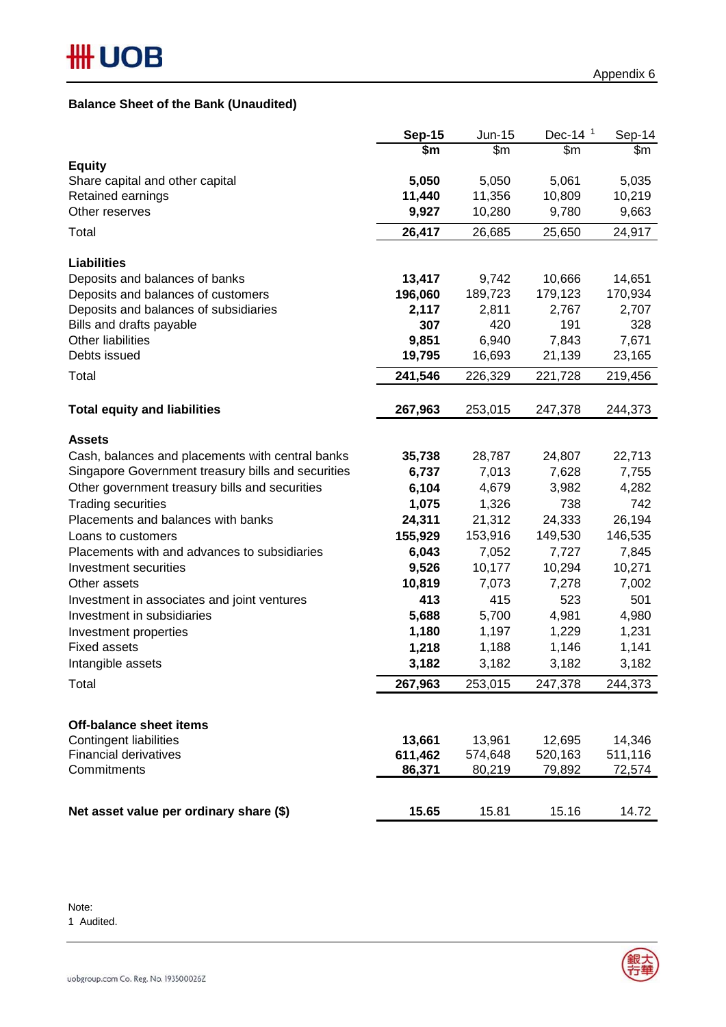Appendix 6

### Balance Sheet of the Bank (Unaudited)

| | **Sep-15** | Jun-15 | Dec-14 [1] | Sep-14 |
|---|---|---|---|---|
| | **$m** | $m | $m | $m |
| **Equity** | | | | |
| Share capital and other capital | **5,050** | 5,050 | 5,061 | 5,035 |
| Retained earnings | **11,440** | 11,356 | 10,809 | 10,219 |
| Other reserves | **9,927** | 10,280 | 9,780 | 9,663 |
| Total | **26,417** | 26,685 | 25,650 | 24,917 |
| | | | | |
| **Liabilities** | | | | |
| Deposits and balances of banks | **13,417** | 9,742 | 10,666 | 14,651 |
| Deposits and balances of customers | **196,060** | 189,723 | 179,123 | 170,934 |
| Deposits and balances of subsidiaries | **2,117** | 2,811 | 2,767 | 2,707 |
| Bills and drafts payable | **307** | 420 | 191 | 328 |
| Other liabilities | **9,851** | 6,940 | 7,843 | 7,671 |
| Debts issued | **19,795** | 16,693 | 21,139 | 23,165 |
| Total | **241,546** | 226,329 | 221,728 | 219,456 |
| | | | | |
| **Total equity and liabilities** | **267,963** | 253,015 | 247,378 | 244,373 |
| | | | | |
| **Assets** | | | | |
| Cash, balances and placements with central banks | **35,738** | 28,787 | 24,807 | 22,713 |
| Singapore Government treasury bills and securities | **6,737** | 7,013 | 7,628 | 7,755 |
| Other government treasury bills and securities | **6,104** | 4,679 | 3,982 | 4,282 |
| Trading securities | **1,075** | 1,326 | 738 | 742 |
| Placements and balances with banks | **24,311** | 21,312 | 24,333 | 26,194 |
| Loans to customers | **155,929** | 153,916 | 149,530 | 146,535 |
| Placements with and advances to subsidiaries | **6,043** | 7,052 | 7,727 | 7,845 |
| Investment securities | **9,526** | 10,177 | 10,294 | 10,271 |
| Other assets | **10,819** | 7,073 | 7,278 | 7,002 |
| Investment in associates and joint ventures | **413** | 415 | 523 | 501 |
| Investment in subsidiaries | **5,688** | 5,700 | 4,981 | 4,980 |
| Investment properties | **1,180** | 1,197 | 1,229 | 1,231 |
| Fixed assets | **1,218** | 1,188 | 1,146 | 1,141 |
| Intangible assets | **3,182** | 3,182 | 3,182 | 3,182 |
| Total | **267,963** | 253,015 | 247,378 | 244,373 |
| | | | | |
| **Off-balance sheet items** | | | | |
| Contingent liabilities | **13,661** | 13,961 | 12,695 | 14,346 |
| Financial derivatives | **611,462** | 574,648 | 520,163 | 511,116 |
| Commitments | **86,371** | 80,219 | 79,892 | 72,574 |
| | | | | |
| **Net asset value per ordinary share ($)** | **15.65** | 15.81 | 15.16 | 14.72 |

Note:
1 Audited.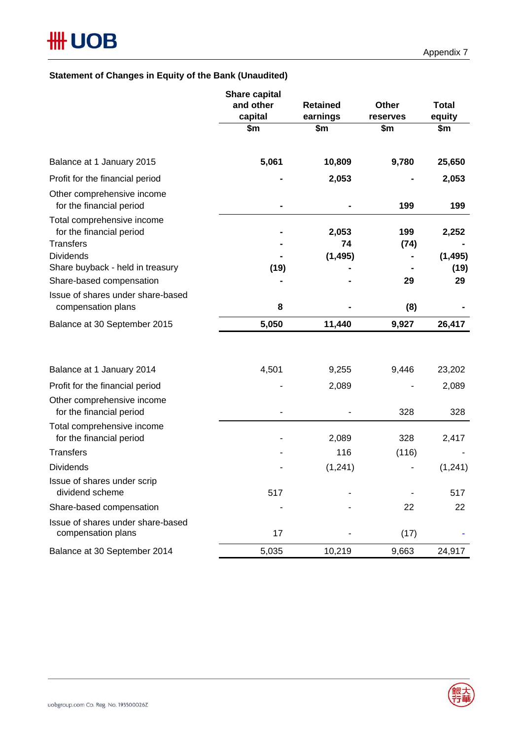Appendix 7

**Statement of Changes in Equity of the Bank (Unaudited)**

| | Share capital and other capital | Retained earnings | Other reserves | Total equity |
|---|---|---|---|---|
| | $m | $m | $m | $m |
| **Balance at 1 January 2015** | **5,061** | **10,809** | **9,780** | **25,650** |
| Profit for the financial period | **-** | **2,053** | **-** | **2,053** |
| Other comprehensive income for the financial period | **-** | **-** | **199** | **199** |
| Total comprehensive income for the financial period | **-** | **2,053** | **199** | **2,252** |
| Transfers | **-** | **74** | **(74)** | **-** |
| Dividends | **-** | **(1,495)** | **-** | **(1,495)** |
| Share buyback - held in treasury | **(19)** | **-** | **-** | **(19)** |
| Share-based compensation | **-** | **-** | **29** | **29** |
| Issue of shares under share-based compensation plans | **8** | **-** | **(8)** | **-** |
| Balance at 30 September 2015 | **5,050** | **11,440** | **9,927** | **26,417** |
| | | | | |
| Balance at 1 January 2014 | 4,501 | 9,255 | 9,446 | 23,202 |
| Profit for the financial period | - | 2,089 | - | 2,089 |
| Other comprehensive income for the financial period | - | - | 328 | 328 |
| Total comprehensive income for the financial period | - | 2,089 | 328 | 2,417 |
| Transfers | - | 116 | (116) | - |
| Dividends | - | (1,241) | - | (1,241) |
| Issue of shares under scrip dividend scheme | 517 | - | - | 517 |
| Share-based compensation | - | - | 22 | 22 |
| Issue of shares under share-based compensation plans | 17 | - | (17) | - |
| Balance at 30 September 2014 | 5,035 | 10,219 | 9,663 | 24,917 |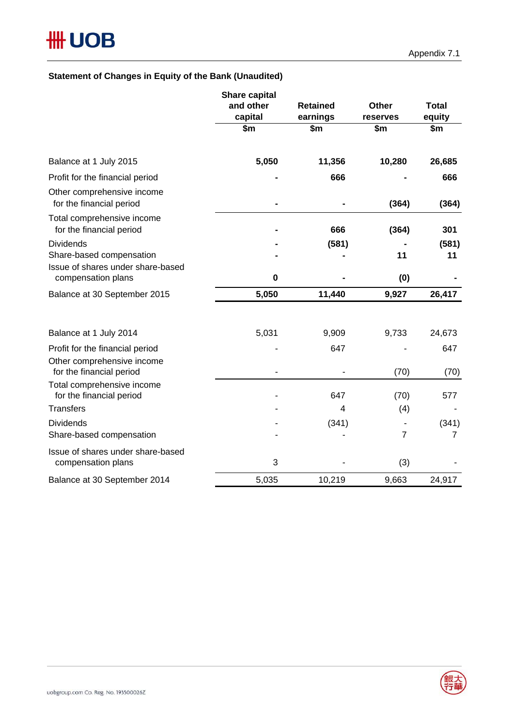Appendix 7.1

### Statement of Changes in Equity of the Bank (Unaudited)

| | Share capital and other capital<br>$m | Retained earnings<br>$m | Other reserves<br>$m | Total equity<br>$m |
|---|---|---|---|---|
| **Balance at 1 July 2015** | **5,050** | **11,356** | **10,280** | **26,685** |
| Profit for the financial period | **-** | **666** | **-** | **666** |
| Other comprehensive income for the financial period | **-** | **-** | **(364)** | **(364)** |
| Total comprehensive income for the financial period | **-** | **666** | **(364)** | **301** |
| Dividends | **-** | **(581)** | **-** | **(581)** |
| Share-based compensation | **-** | **-** | **11** | **11** |
| Issue of shares under share-based compensation plans | **0** | **-** | **(0)** | **-** |
| **Balance at 30 September 2015** | **5,050** | **11,440** | **9,927** | **26,417** |
| | | | | |
| Balance at 1 July 2014 | 5,031 | 9,909 | 9,733 | 24,673 |
| Profit for the financial period | - | 647 | - | 647 |
| Other comprehensive income for the financial period | - | - | (70) | (70) |
| Total comprehensive income for the financial period | - | 647 | (70) | 577 |
| Transfers | - | 4 | (4) | - |
| Dividends | - | (341) | - | (341) |
| Share-based compensation | - | - | 7 | 7 |
| Issue of shares under share-based compensation plans | 3 | - | (3) | - |
| Balance at 30 September 2014 | 5,035 | 10,219 | 9,663 | 24,917 |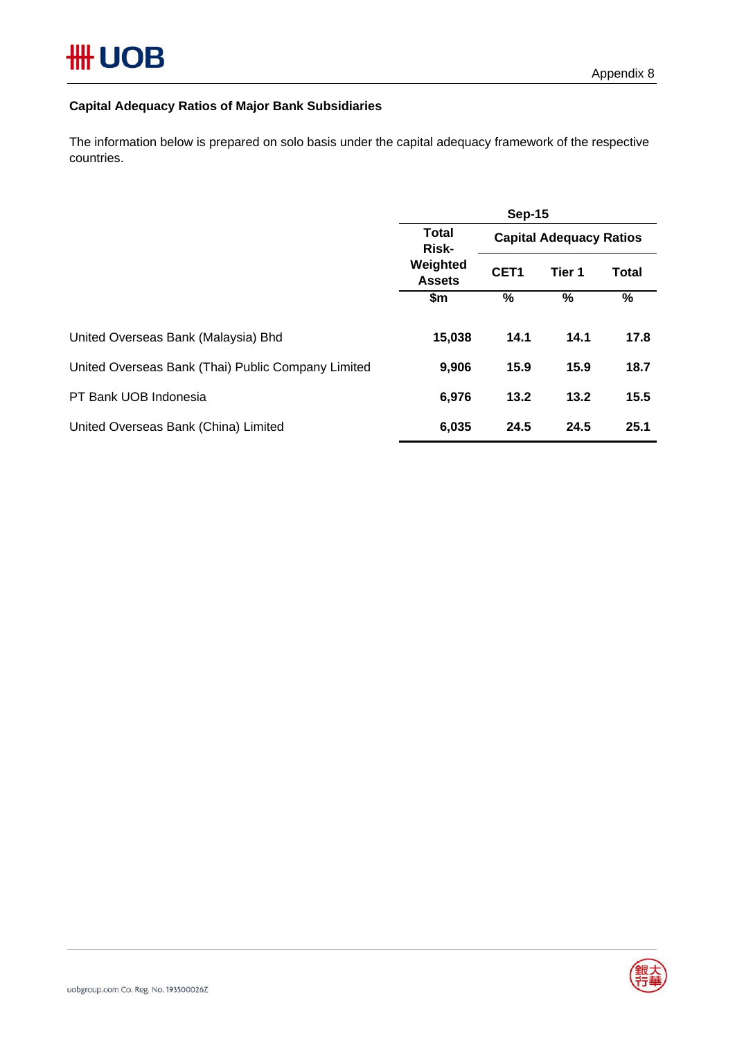Appendix 8

**Capital Adequacy Ratios of Major Bank Subsidiaries**

The information below is prepared on solo basis under the capital adequacy framework of the respective countries.

| | Sep-15 | | | |
|---|---|---|---|---|
| | Total Risk-Weighted Assets | Capital Adequacy Ratios | | |
| | | CET1 | Tier 1 | Total |
| | $m | % | % | % |
| United Overseas Bank (Malaysia) Bhd | **15,038** | **14.1** | **14.1** | **17.8** |
| United Overseas Bank (Thai) Public Company Limited | **9,906** | **15.9** | **15.9** | **18.7** |
| PT Bank UOB Indonesia | **6,976** | **13.2** | **13.2** | **15.5** |
| United Overseas Bank (China) Limited | **6,035** | **24.5** | **24.5** | **25.1** |